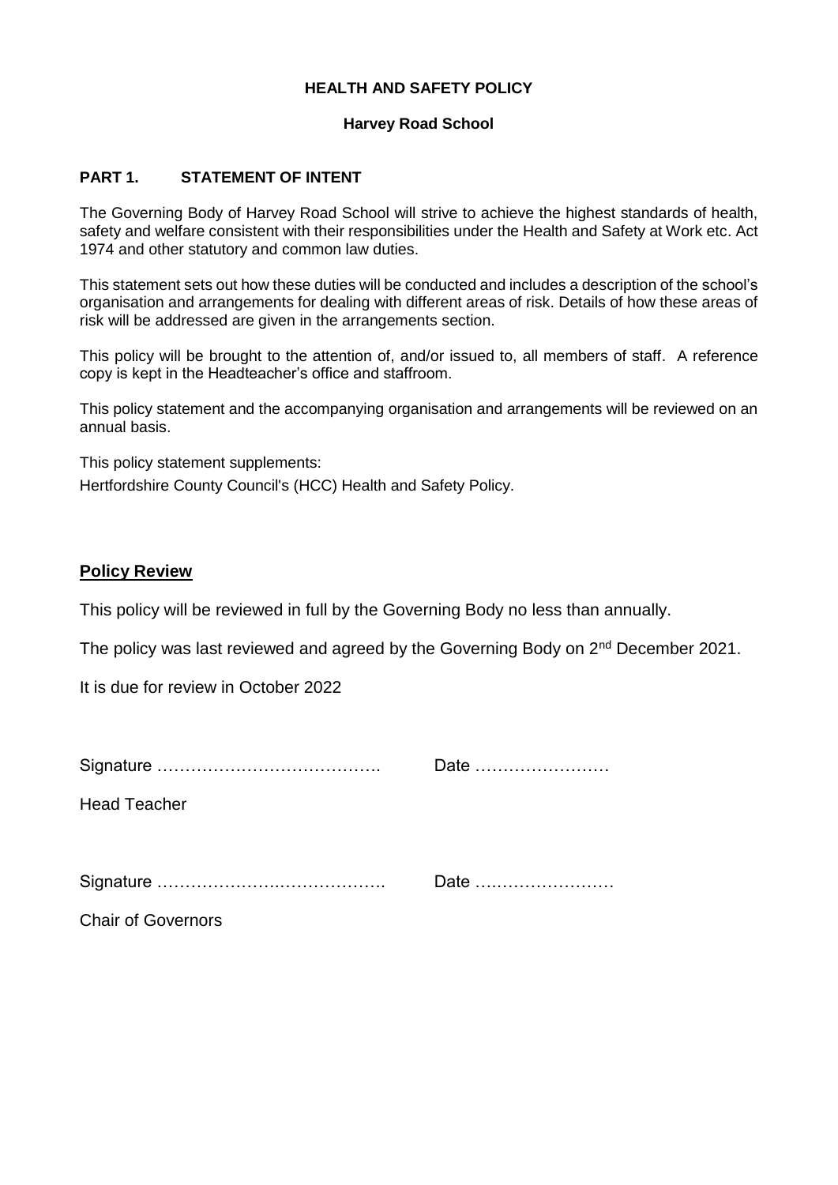# HEALTH AND SAFETY POLICY

### Harvey Road School

## PART 1. STATEMENT OF INTENT

The Governing Body of Harvey Road School will strive to achieve the highest standards of health, safety and welfare consistent with their responsibilities under the Health and Safety at Work etc. Act 1974 and other statutory and common law duties.

This statement sets out how these duties will be conducted and includes a description of the school's organisation and arrangements for dealing with different areas of risk. Details of how these areas of risk will be addressed are given in the arrangements section.

This policy will be brought to the attention of, and/or issued to, all members of staff. A reference copy is kept in the Headteacher's office and staffroom.

This policy statement and the accompanying organisation and arrangements will be reviewed on an annual basis.

This policy statement supplements:

Hertfordshire County Council's (HCC) Health and Safety Policy.

## Policy Review

This policy will be reviewed in full by the Governing Body no less than annually.

The policy was last reviewed and agreed by the Governing Body on 2nd December 2021.

It is due for review in October 2022

Signature …………………………………. Date ……………………

Head Teacher

Signature …………………….…………….. Date ……………………

Chair of Governors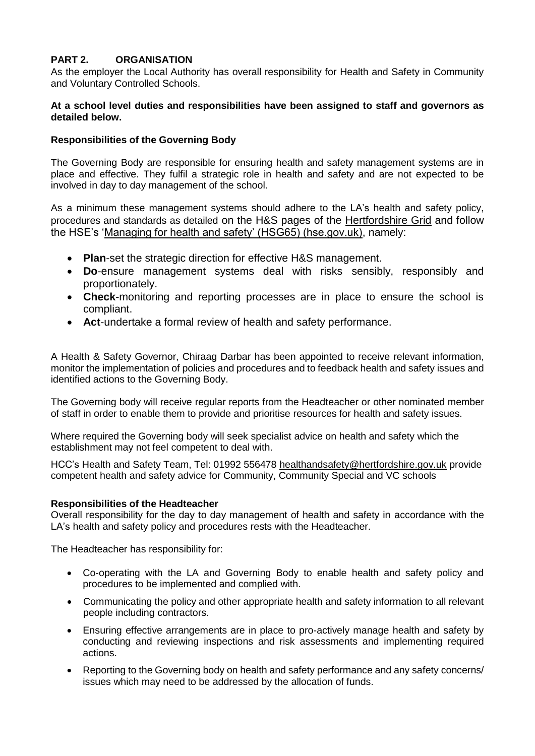## PART 2. ORGANISATION

As the employer the Local Authority has overall responsibility for Health and Safety in Community and Voluntary Controlled Schools.

**At a school level duties and responsibilities have been assigned to staff and governors as detailed below.**

### Responsibilities of the Governing Body

The Governing Body are responsible for ensuring health and safety management systems are in place and effective. They fulfil a strategic role in health and safety and are not expected to be involved in day to day management of the school.

As a minimum these management systems should adhere to the LA's health and safety policy, procedures and standards as detailed on the H&S pages of the Hertfordshire Grid and follow the HSE's 'Managing for health and safety' (HSG65) (hse.gov.uk), namely:

- **Plan**-set the strategic direction for effective H&S management.
- **Do**-ensure management systems deal with risks sensibly, responsibly and proportionately.
- **Check**-monitoring and reporting processes are in place to ensure the school is compliant.
- **Act**-undertake a formal review of health and safety performance.

A Health & Safety Governor, Chiraag Darbar has been appointed to receive relevant information, monitor the implementation of policies and procedures and to feedback health and safety issues and identified actions to the Governing Body.

The Governing body will receive regular reports from the Headteacher or other nominated member of staff in order to enable them to provide and prioritise resources for health and safety issues.

Where required the Governing body will seek specialist advice on health and safety which the establishment may not feel competent to deal with.

HCC's Health and Safety Team, Tel: 01992 556478 healthandsafety@hertfordshire.gov.uk provide competent health and safety advice for Community, Community Special and VC schools

### Responsibilities of the Headteacher

Overall responsibility for the day to day management of health and safety in accordance with the LA's health and safety policy and procedures rests with the Headteacher.

The Headteacher has responsibility for:

- Co-operating with the LA and Governing Body to enable health and safety policy and procedures to be implemented and complied with.
- Communicating the policy and other appropriate health and safety information to all relevant people including contractors.
- Ensuring effective arrangements are in place to pro-actively manage health and safety by conducting and reviewing inspections and risk assessments and implementing required actions.
- Reporting to the Governing body on health and safety performance and any safety concerns/ issues which may need to be addressed by the allocation of funds.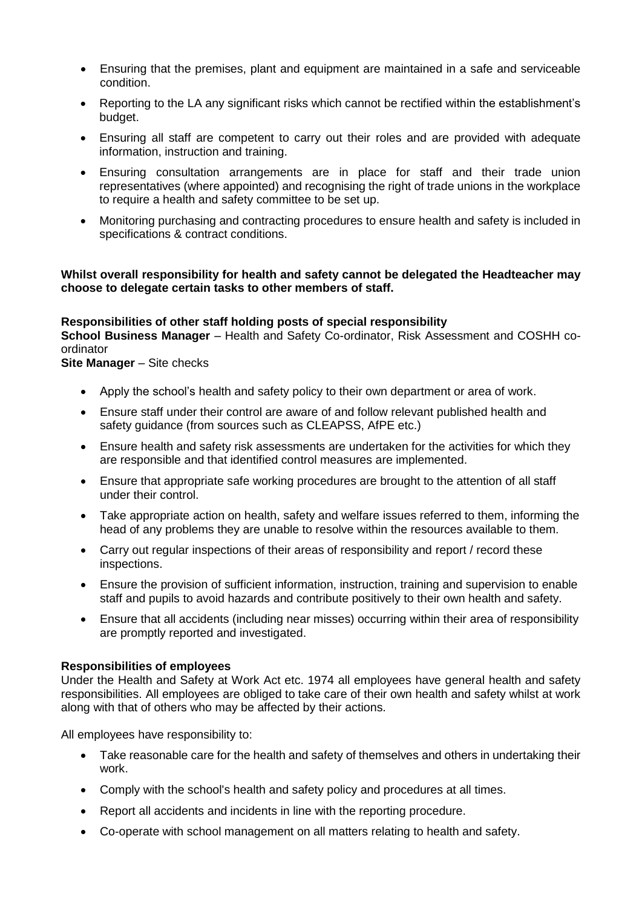- Ensuring that the premises, plant and equipment are maintained in a safe and serviceable condition.
- Reporting to the LA any significant risks which cannot be rectified within the establishment's budget.
- Ensuring all staff are competent to carry out their roles and are provided with adequate information, instruction and training.
- Ensuring consultation arrangements are in place for staff and their trade union representatives (where appointed) and recognising the right of trade unions in the workplace to require a health and safety committee to be set up.
- Monitoring purchasing and contracting procedures to ensure health and safety is included in specifications & contract conditions.

**Whilst overall responsibility for health and safety cannot be delegated the Headteacher may choose to delegate certain tasks to other members of staff.**

**Responsibilities of other staff holding posts of special responsibility**

**School Business Manager** – Health and Safety Co-ordinator, Risk Assessment and COSHH co-ordinator

**Site Manager** – Site checks

- Apply the school's health and safety policy to their own department or area of work.
- Ensure staff under their control are aware of and follow relevant published health and safety guidance (from sources such as CLEAPSS, AfPE etc.)
- Ensure health and safety risk assessments are undertaken for the activities for which they are responsible and that identified control measures are implemented.
- Ensure that appropriate safe working procedures are brought to the attention of all staff under their control.
- Take appropriate action on health, safety and welfare issues referred to them, informing the head of any problems they are unable to resolve within the resources available to them.
- Carry out regular inspections of their areas of responsibility and report / record these inspections.
- Ensure the provision of sufficient information, instruction, training and supervision to enable staff and pupils to avoid hazards and contribute positively to their own health and safety.
- Ensure that all accidents (including near misses) occurring within their area of responsibility are promptly reported and investigated.

**Responsibilities of employees**

Under the Health and Safety at Work Act etc. 1974 all employees have general health and safety responsibilities. All employees are obliged to take care of their own health and safety whilst at work along with that of others who may be affected by their actions.

All employees have responsibility to:

- Take reasonable care for the health and safety of themselves and others in undertaking their work.
- Comply with the school's health and safety policy and procedures at all times.
- Report all accidents and incidents in line with the reporting procedure.
- Co-operate with school management on all matters relating to health and safety.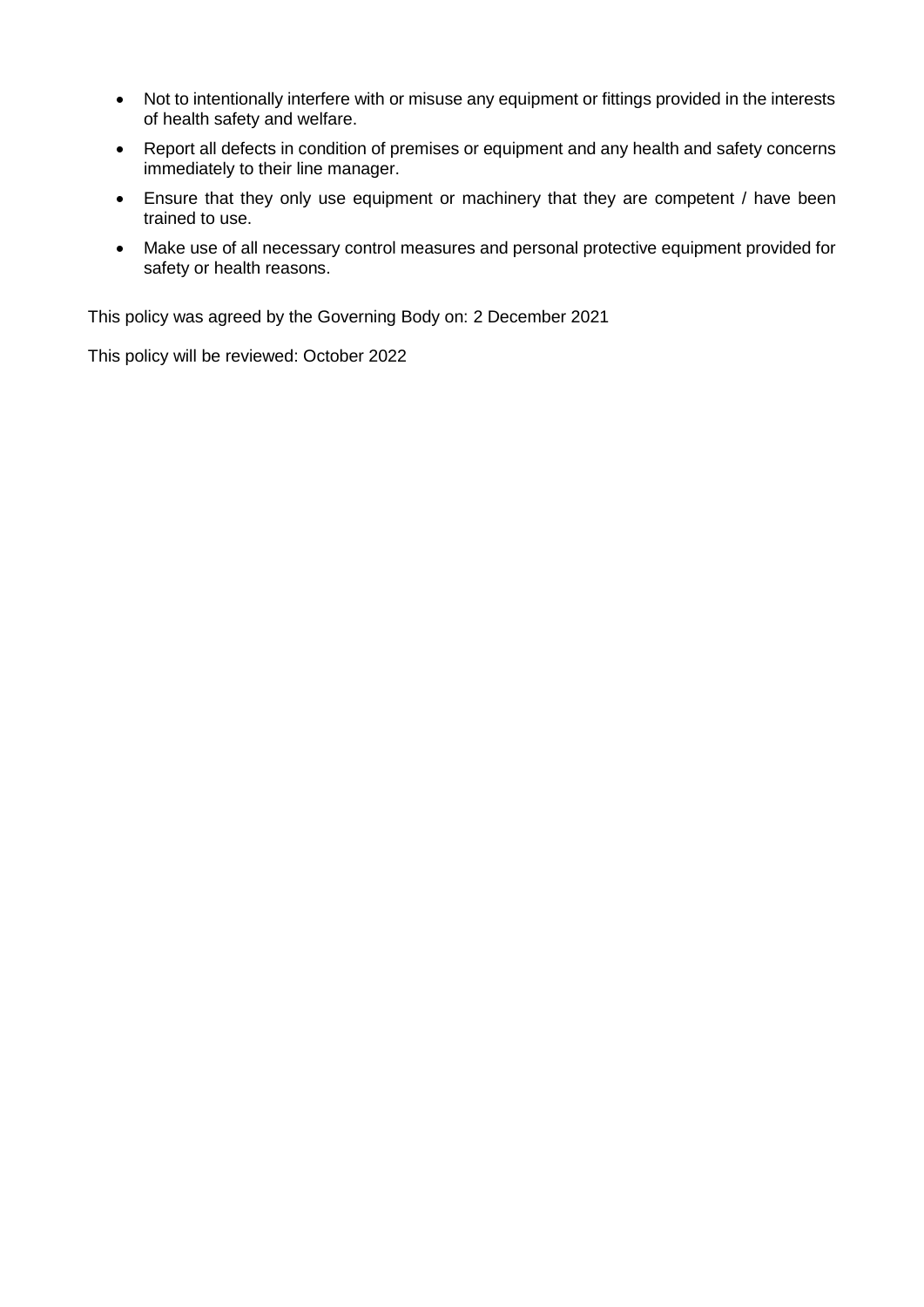- Not to intentionally interfere with or misuse any equipment or fittings provided in the interests of health safety and welfare.
- Report all defects in condition of premises or equipment and any health and safety concerns immediately to their line manager.
- Ensure that they only use equipment or machinery that they are competent / have been trained to use.
- Make use of all necessary control measures and personal protective equipment provided for safety or health reasons.

This policy was agreed by the Governing Body on: 2 December 2021

This policy will be reviewed: October 2022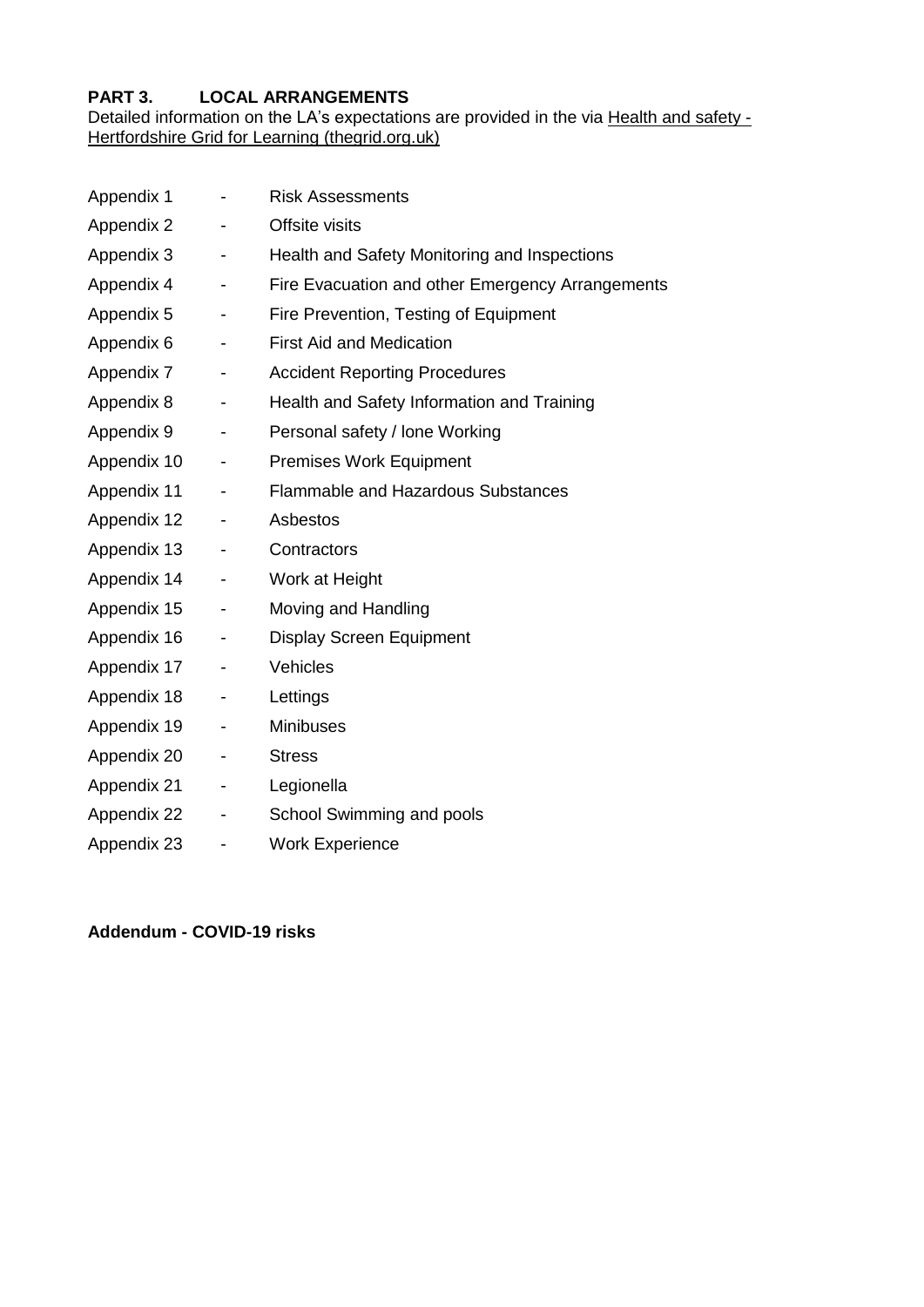## PART 3. LOCAL ARRANGEMENTS

Detailed information on the LA's expectations are provided in the via Health and safety - Hertfordshire Grid for Learning (thegrid.org.uk)

- Appendix 1 - Risk Assessments
- Appendix 2 - Offsite visits
- Appendix 3 - Health and Safety Monitoring and Inspections
- Appendix 4 - Fire Evacuation and other Emergency Arrangements
- Appendix 5 - Fire Prevention, Testing of Equipment
- Appendix 6 - First Aid and Medication
- Appendix 7 - Accident Reporting Procedures
- Appendix 8 - Health and Safety Information and Training
- Appendix 9 - Personal safety / lone Working
- Appendix 10 - Premises Work Equipment
- Appendix 11 - Flammable and Hazardous Substances
- Appendix 12 - Asbestos
- Appendix 13 - Contractors
- Appendix 14 - Work at Height
- Appendix 15 - Moving and Handling
- Appendix 16 - Display Screen Equipment
- Appendix 17 - Vehicles
- Appendix 18 - Lettings
- Appendix 19 - Minibuses
- Appendix 20 - Stress
- Appendix 21 - Legionella
- Appendix 22 - School Swimming and pools
- Appendix 23 - Work Experience

**Addendum - COVID-19 risks**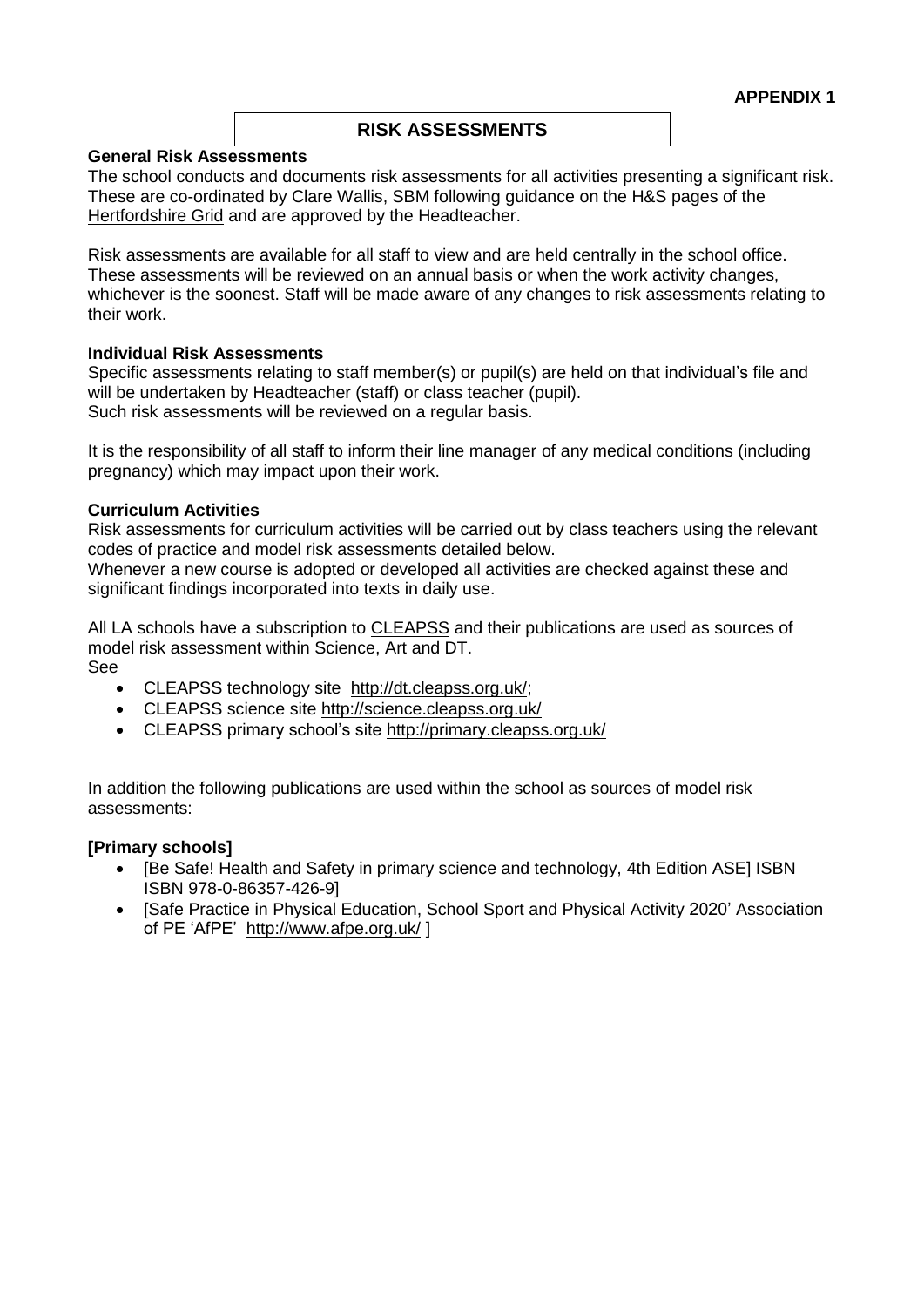**APPENDIX 1**

## RISK ASSESSMENTS

**General Risk Assessments**

The school conducts and documents risk assessments for all activities presenting a significant risk. These are co-ordinated by Clare Wallis, SBM following guidance on the H&S pages of the Hertfordshire Grid and are approved by the Headteacher.

Risk assessments are available for all staff to view and are held centrally in the school office. These assessments will be reviewed on an annual basis or when the work activity changes, whichever is the soonest. Staff will be made aware of any changes to risk assessments relating to their work.

**Individual Risk Assessments**

Specific assessments relating to staff member(s) or pupil(s) are held on that individual's file and will be undertaken by Headteacher (staff) or class teacher (pupil).
Such risk assessments will be reviewed on a regular basis.

It is the responsibility of all staff to inform their line manager of any medical conditions (including pregnancy) which may impact upon their work.

**Curriculum Activities**

Risk assessments for curriculum activities will be carried out by class teachers using the relevant codes of practice and model risk assessments detailed below.
Whenever a new course is adopted or developed all activities are checked against these and significant findings incorporated into texts in daily use.

All LA schools have a subscription to CLEAPSS and their publications are used as sources of model risk assessment within Science, Art and DT.
See

- CLEAPSS technology site http://dt.cleapss.org.uk/;
- CLEAPSS science site http://science.cleapss.org.uk/
- CLEAPSS primary school's site http://primary.cleapss.org.uk/

In addition the following publications are used within the school as sources of model risk assessments:

**[Primary schools]**

- [Be Safe! Health and Safety in primary science and technology, 4th Edition ASE] ISBN ISBN 978-0-86357-426-9]
- [Safe Practice in Physical Education, School Sport and Physical Activity 2020' Association of PE 'AfPE' http://www.afpe.org.uk/ ]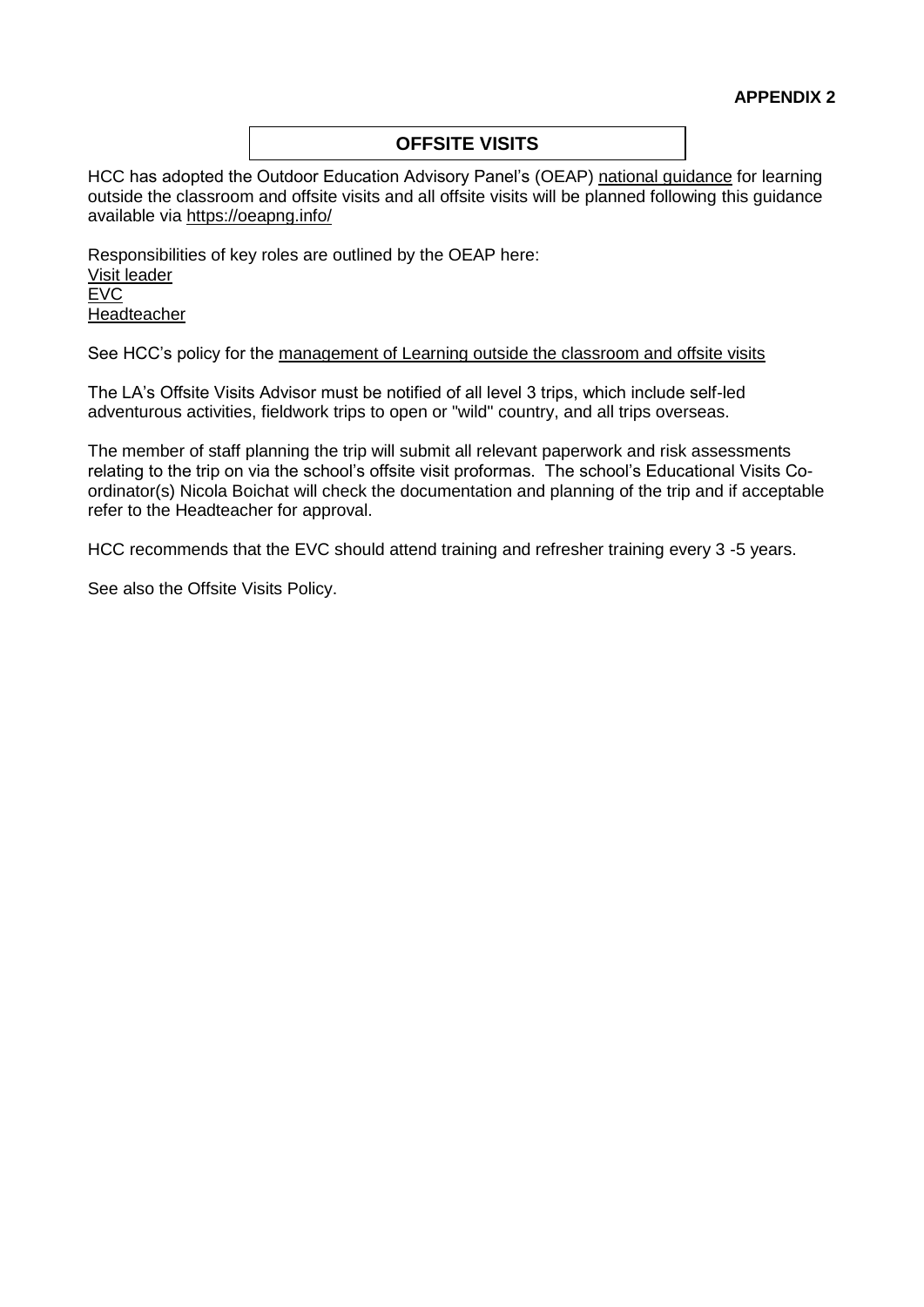**APPENDIX 2**

## OFFSITE VISITS

HCC has adopted the Outdoor Education Advisory Panel's (OEAP) national guidance for learning outside the classroom and offsite visits and all offsite visits will be planned following this guidance available via https://oeapng.info/

Responsibilities of key roles are outlined by the OEAP here:
Visit leader
EVC
Headteacher

See HCC's policy for the management of Learning outside the classroom and offsite visits

The LA's Offsite Visits Advisor must be notified of all level 3 trips, which include self-led adventurous activities, fieldwork trips to open or "wild" country, and all trips overseas.

The member of staff planning the trip will submit all relevant paperwork and risk assessments relating to the trip on via the school's offsite visit proformas. The school's Educational Visits Co-ordinator(s) Nicola Boichat will check the documentation and planning of the trip and if acceptable refer to the Headteacher for approval.

HCC recommends that the EVC should attend training and refresher training every 3 -5 years.

See also the Offsite Visits Policy.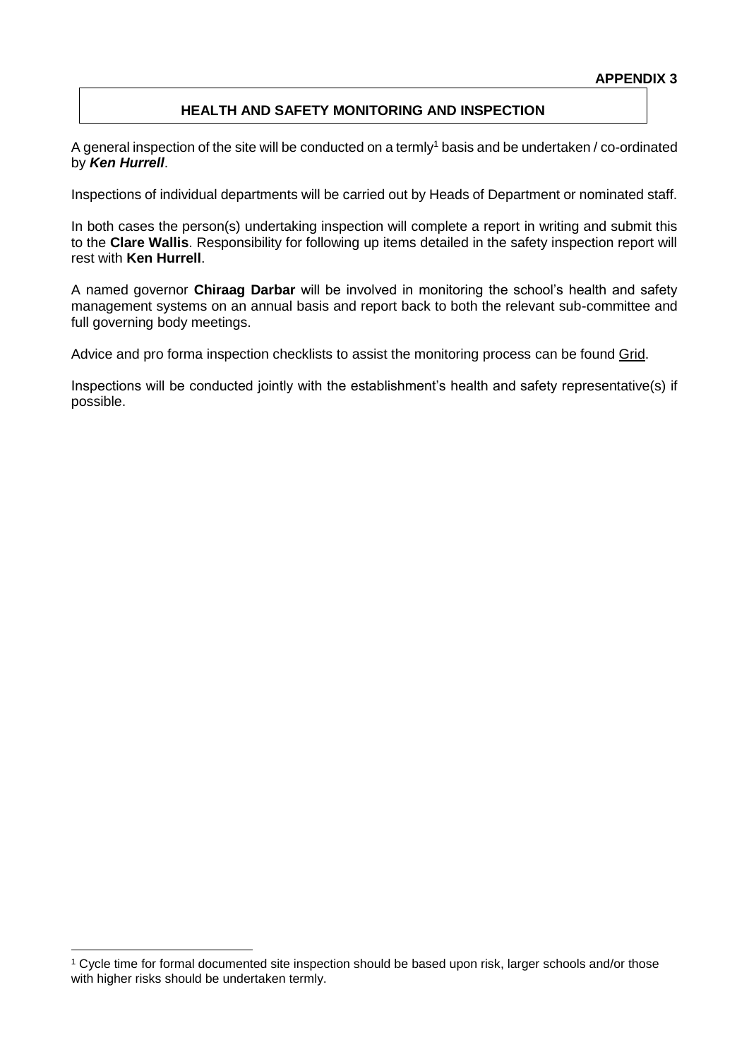**APPENDIX 3**

## HEALTH AND SAFETY MONITORING AND INSPECTION

A general inspection of the site will be conducted on a termly[1] basis and be undertaken / co-ordinated by ***Ken Hurrell***.

Inspections of individual departments will be carried out by Heads of Department or nominated staff.

In both cases the person(s) undertaking inspection will complete a report in writing and submit this to the **Clare Wallis**. Responsibility for following up items detailed in the safety inspection report will rest with **Ken Hurrell**.

A named governor **Chiraag Darbar** will be involved in monitoring the school's health and safety management systems on an annual basis and report back to both the relevant sub-committee and full governing body meetings.

Advice and pro forma inspection checklists to assist the monitoring process can be found Grid.

Inspections will be conducted jointly with the establishment's health and safety representative(s) if possible.

---

[1] Cycle time for formal documented site inspection should be based upon risk, larger schools and/or those with higher risks should be undertaken termly.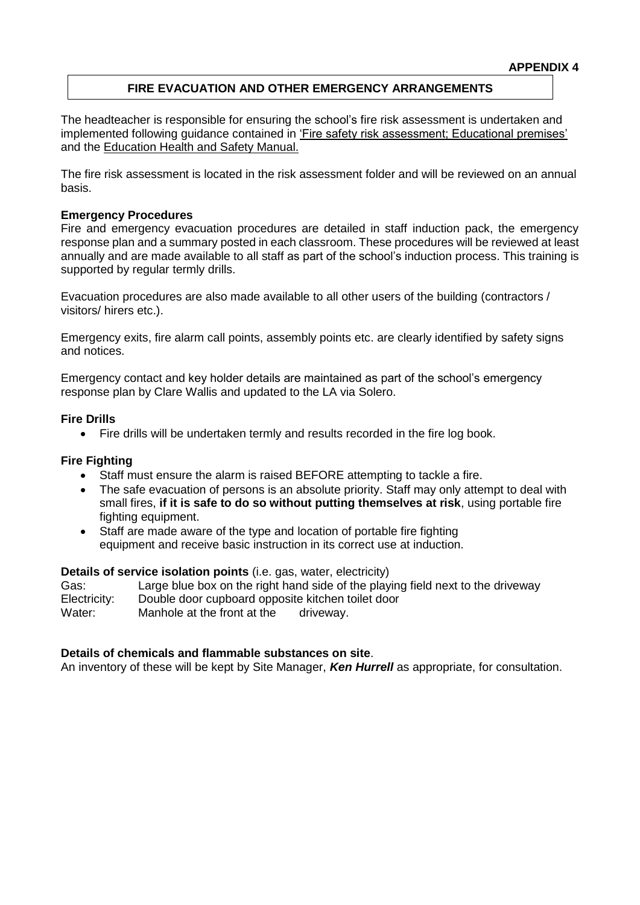**APPENDIX 4**

## FIRE EVACUATION AND OTHER EMERGENCY ARRANGEMENTS

The headteacher is responsible for ensuring the school's fire risk assessment is undertaken and implemented following guidance contained in 'Fire safety risk assessment; Educational premises' and the Education Health and Safety Manual.

The fire risk assessment is located in the risk assessment folder and will be reviewed on an annual basis.

**Emergency Procedures**

Fire and emergency evacuation procedures are detailed in staff induction pack, the emergency response plan and a summary posted in each classroom. These procedures will be reviewed at least annually and are made available to all staff as part of the school's induction process. This training is supported by regular termly drills.

Evacuation procedures are also made available to all other users of the building (contractors / visitors/ hirers etc.).

Emergency exits, fire alarm call points, assembly points etc. are clearly identified by safety signs and notices.

Emergency contact and key holder details are maintained as part of the school's emergency response plan by Clare Wallis and updated to the LA via Solero.

**Fire Drills**

- Fire drills will be undertaken termly and results recorded in the fire log book.

**Fire Fighting**

- Staff must ensure the alarm is raised BEFORE attempting to tackle a fire.
- The safe evacuation of persons is an absolute priority. Staff may only attempt to deal with small fires, **if it is safe to do so without putting themselves at risk**, using portable fire fighting equipment.
- Staff are made aware of the type and location of portable fire fighting equipment and receive basic instruction in its correct use at induction.

**Details of service isolation points** (i.e. gas, water, electricity)

Gas: Large blue box on the right hand side of the playing field next to the driveway
Electricity: Double door cupboard opposite kitchen toilet door
Water: Manhole at the front at the driveway.

**Details of chemicals and flammable substances on site**.

An inventory of these will be kept by Site Manager, ***Ken Hurrell*** as appropriate, for consultation.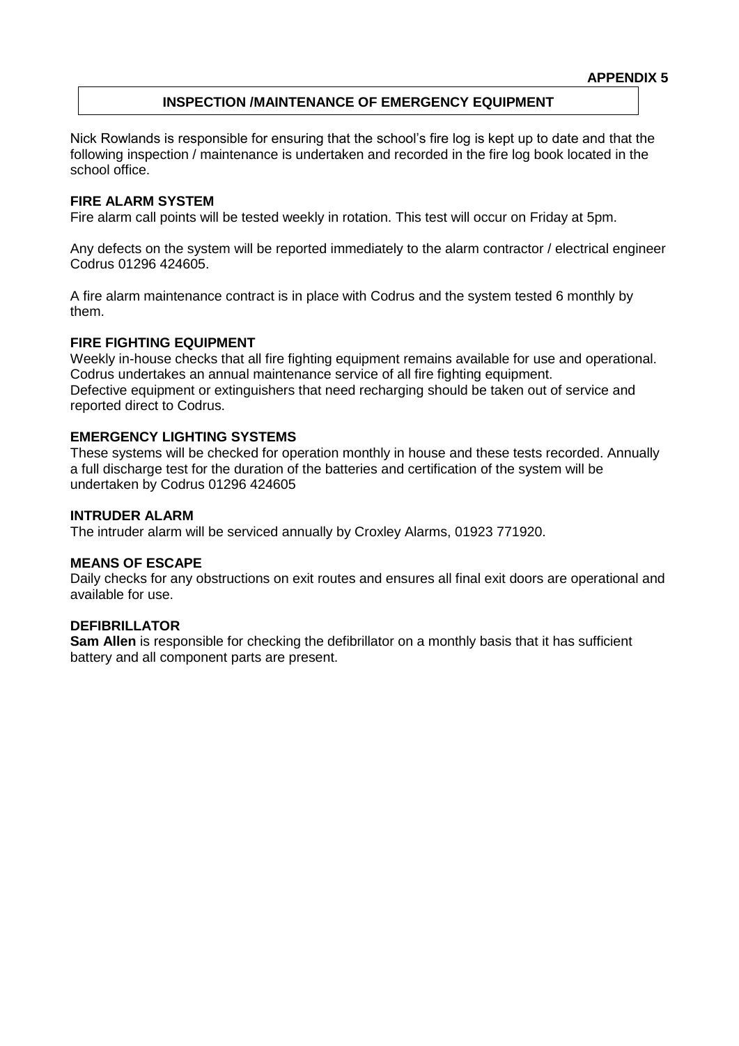**APPENDIX 5**

## INSPECTION /MAINTENANCE OF EMERGENCY EQUIPMENT

Nick Rowlands is responsible for ensuring that the school's fire log is kept up to date and that the following inspection / maintenance is undertaken and recorded in the fire log book located in the school office.

### FIRE ALARM SYSTEM

Fire alarm call points will be tested weekly in rotation. This test will occur on Friday at 5pm.

Any defects on the system will be reported immediately to the alarm contractor / electrical engineer Codrus 01296 424605.

A fire alarm maintenance contract is in place with Codrus and the system tested 6 monthly by them.

### FIRE FIGHTING EQUIPMENT

Weekly in-house checks that all fire fighting equipment remains available for use and operational. Codrus undertakes an annual maintenance service of all fire fighting equipment.
Defective equipment or extinguishers that need recharging should be taken out of service and reported direct to Codrus.

### EMERGENCY LIGHTING SYSTEMS

These systems will be checked for operation monthly in house and these tests recorded. Annually a full discharge test for the duration of the batteries and certification of the system will be undertaken by Codrus 01296 424605

### INTRUDER ALARM

The intruder alarm will be serviced annually by Croxley Alarms, 01923 771920.

### MEANS OF ESCAPE

Daily checks for any obstructions on exit routes and ensures all final exit doors are operational and available for use.

### DEFIBRILLATOR

**Sam Allen** is responsible for checking the defibrillator on a monthly basis that it has sufficient battery and all component parts are present.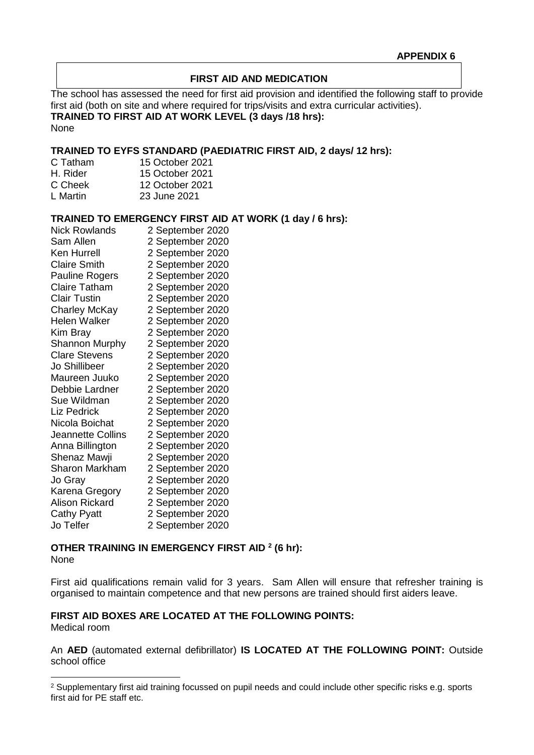**APPENDIX 6**

## FIRST AID AND MEDICATION

The school has assessed the need for first aid provision and identified the following staff to provide first aid (both on site and where required for trips/visits and extra curricular activities).

**TRAINED TO FIRST AID AT WORK LEVEL (3 days /18 hrs):**

None

**TRAINED TO EYFS STANDARD (PAEDIATRIC FIRST AID, 2 days/ 12 hrs):**

| | |
|---|---|
| C Tatham | 15 October 2021 |
| H. Rider | 15 October 2021 |
| C Cheek | 12 October 2021 |
| L Martin | 23 June 2021 |

**TRAINED TO EMERGENCY FIRST AID AT WORK (1 day / 6 hrs):**

| | |
|---|---|
| Nick Rowlands | 2 September 2020 |
| Sam Allen | 2 September 2020 |
| Ken Hurrell | 2 September 2020 |
| Claire Smith | 2 September 2020 |
| Pauline Rogers | 2 September 2020 |
| Claire Tatham | 2 September 2020 |
| Clair Tustin | 2 September 2020 |
| Charley McKay | 2 September 2020 |
| Helen Walker | 2 September 2020 |
| Kim Bray | 2 September 2020 |
| Shannon Murphy | 2 September 2020 |
| Clare Stevens | 2 September 2020 |
| Jo Shillibeer | 2 September 2020 |
| Maureen Juuko | 2 September 2020 |
| Debbie Lardner | 2 September 2020 |
| Sue Wildman | 2 September 2020 |
| Liz Pedrick | 2 September 2020 |
| Nicola Boichat | 2 September 2020 |
| Jeannette Collins | 2 September 2020 |
| Anna Billington | 2 September 2020 |
| Shenaz Mawji | 2 September 2020 |
| Sharon Markham | 2 September 2020 |
| Jo Gray | 2 September 2020 |
| Karena Gregory | 2 September 2020 |
| Alison Rickard | 2 September 2020 |
| Cathy Pyatt | 2 September 2020 |
| Jo Telfer | 2 September 2020 |

**OTHER TRAINING IN EMERGENCY FIRST AID [2] (6 hr):**

None

First aid qualifications remain valid for 3 years. Sam Allen will ensure that refresher training is organised to maintain competence and that new persons are trained should first aiders leave.

**FIRST AID BOXES ARE LOCATED AT THE FOLLOWING POINTS:**

Medical room

An **AED** (automated external defibrillator) **IS LOCATED AT THE FOLLOWING POINT:** Outside school office

---

[2] Supplementary first aid training focussed on pupil needs and could include other specific risks e.g. sports first aid for PE staff etc.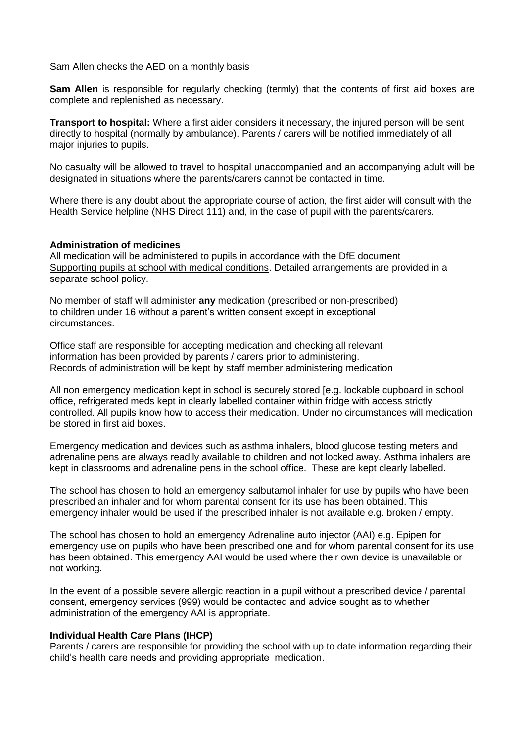Sam Allen checks the AED on a monthly basis

**Sam Allen** is responsible for regularly checking (termly) that the contents of first aid boxes are complete and replenished as necessary.

**Transport to hospital:** Where a first aider considers it necessary, the injured person will be sent directly to hospital (normally by ambulance). Parents / carers will be notified immediately of all major injuries to pupils.

No casualty will be allowed to travel to hospital unaccompanied and an accompanying adult will be designated in situations where the parents/carers cannot be contacted in time.

Where there is any doubt about the appropriate course of action, the first aider will consult with the Health Service helpline (NHS Direct 111) and, in the case of pupil with the parents/carers.

**Administration of medicines**

All medication will be administered to pupils in accordance with the DfE document Supporting pupils at school with medical conditions. Detailed arrangements are provided in a separate school policy.

No member of staff will administer **any** medication (prescribed or non-prescribed) to children under 16 without a parent's written consent except in exceptional circumstances.

Office staff are responsible for accepting medication and checking all relevant information has been provided by parents / carers prior to administering.
Records of administration will be kept by staff member administering medication

All non emergency medication kept in school is securely stored [e.g. lockable cupboard in school office, refrigerated meds kept in clearly labelled container within fridge with access strictly controlled. All pupils know how to access their medication. Under no circumstances will medication be stored in first aid boxes.

Emergency medication and devices such as asthma inhalers, blood glucose testing meters and adrenaline pens are always readily available to children and not locked away. Asthma inhalers are kept in classrooms and adrenaline pens in the school office. These are kept clearly labelled.

The school has chosen to hold an emergency salbutamol inhaler for use by pupils who have been prescribed an inhaler and for whom parental consent for its use has been obtained. This emergency inhaler would be used if the prescribed inhaler is not available e.g. broken / empty.

The school has chosen to hold an emergency Adrenaline auto injector (AAI) e.g. Epipen for emergency use on pupils who have been prescribed one and for whom parental consent for its use has been obtained. This emergency AAI would be used where their own device is unavailable or not working.

In the event of a possible severe allergic reaction in a pupil without a prescribed device / parental consent, emergency services (999) would be contacted and advice sought as to whether administration of the emergency AAI is appropriate.

**Individual Health Care Plans (IHCP)**

Parents / carers are responsible for providing the school with up to date information regarding their child's health care needs and providing appropriate medication.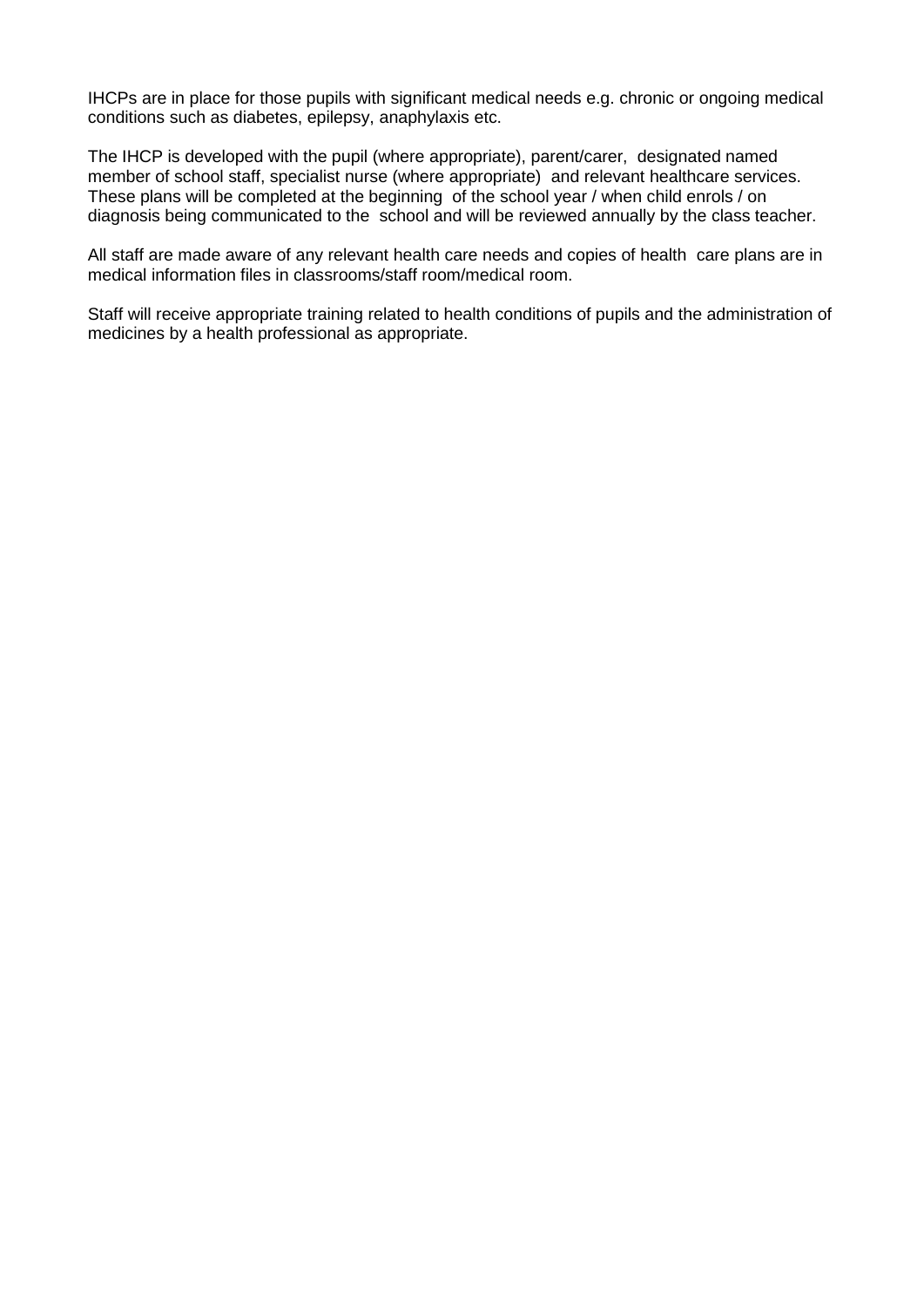IHCPs are in place for those pupils with significant medical needs e.g. chronic or ongoing medical conditions such as diabetes, epilepsy, anaphylaxis etc.

The IHCP is developed with the pupil (where appropriate), parent/carer, designated named member of school staff, specialist nurse (where appropriate) and relevant healthcare services. These plans will be completed at the beginning of the school year / when child enrols / on diagnosis being communicated to the school and will be reviewed annually by the class teacher.

All staff are made aware of any relevant health care needs and copies of health care plans are in medical information files in classrooms/staff room/medical room.

Staff will receive appropriate training related to health conditions of pupils and the administration of medicines by a health professional as appropriate.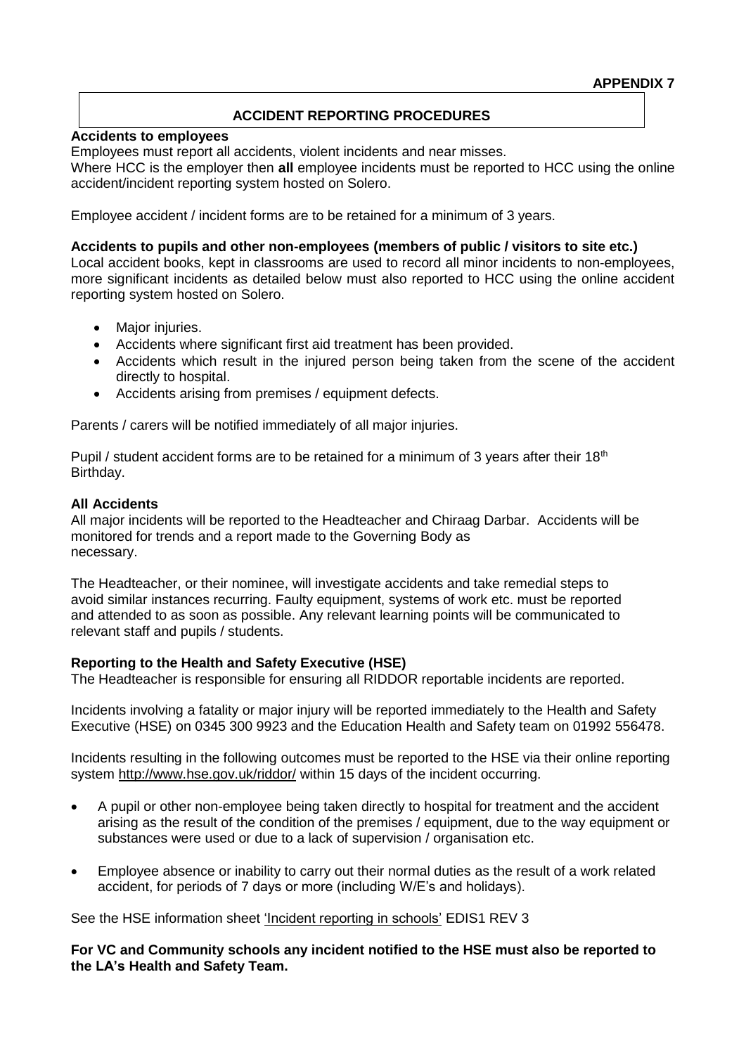**APPENDIX 7**

## ACCIDENT REPORTING PROCEDURES

**Accidents to employees**

Employees must report all accidents, violent incidents and near misses.
Where HCC is the employer then **all** employee incidents must be reported to HCC using the online accident/incident reporting system hosted on Solero.

Employee accident / incident forms are to be retained for a minimum of 3 years.

**Accidents to pupils and other non-employees (members of public / visitors to site etc.)**

Local accident books, kept in classrooms are used to record all minor incidents to non-employees, more significant incidents as detailed below must also reported to HCC using the online accident reporting system hosted on Solero.

- Major injuries.
- Accidents where significant first aid treatment has been provided.
- Accidents which result in the injured person being taken from the scene of the accident directly to hospital.
- Accidents arising from premises / equipment defects.

Parents / carers will be notified immediately of all major injuries.

Pupil / student accident forms are to be retained for a minimum of 3 years after their 18th Birthday.

**All Accidents**

All major incidents will be reported to the Headteacher and Chiraag Darbar. Accidents will be monitored for trends and a report made to the Governing Body as necessary.

The Headteacher, or their nominee, will investigate accidents and take remedial steps to avoid similar instances recurring. Faulty equipment, systems of work etc. must be reported and attended to as soon as possible. Any relevant learning points will be communicated to relevant staff and pupils / students.

**Reporting to the Health and Safety Executive (HSE)**

The Headteacher is responsible for ensuring all RIDDOR reportable incidents are reported.

Incidents involving a fatality or major injury will be reported immediately to the Health and Safety Executive (HSE) on 0345 300 9923 and the Education Health and Safety team on 01992 556478.

Incidents resulting in the following outcomes must be reported to the HSE via their online reporting system http://www.hse.gov.uk/riddor/ within 15 days of the incident occurring.

- A pupil or other non-employee being taken directly to hospital for treatment and the accident arising as the result of the condition of the premises / equipment, due to the way equipment or substances were used or due to a lack of supervision / organisation etc.
- Employee absence or inability to carry out their normal duties as the result of a work related accident, for periods of 7 days or more (including W/E's and holidays).

See the HSE information sheet 'Incident reporting in schools' EDIS1 REV 3

**For VC and Community schools any incident notified to the HSE must also be reported to the LA's Health and Safety Team.**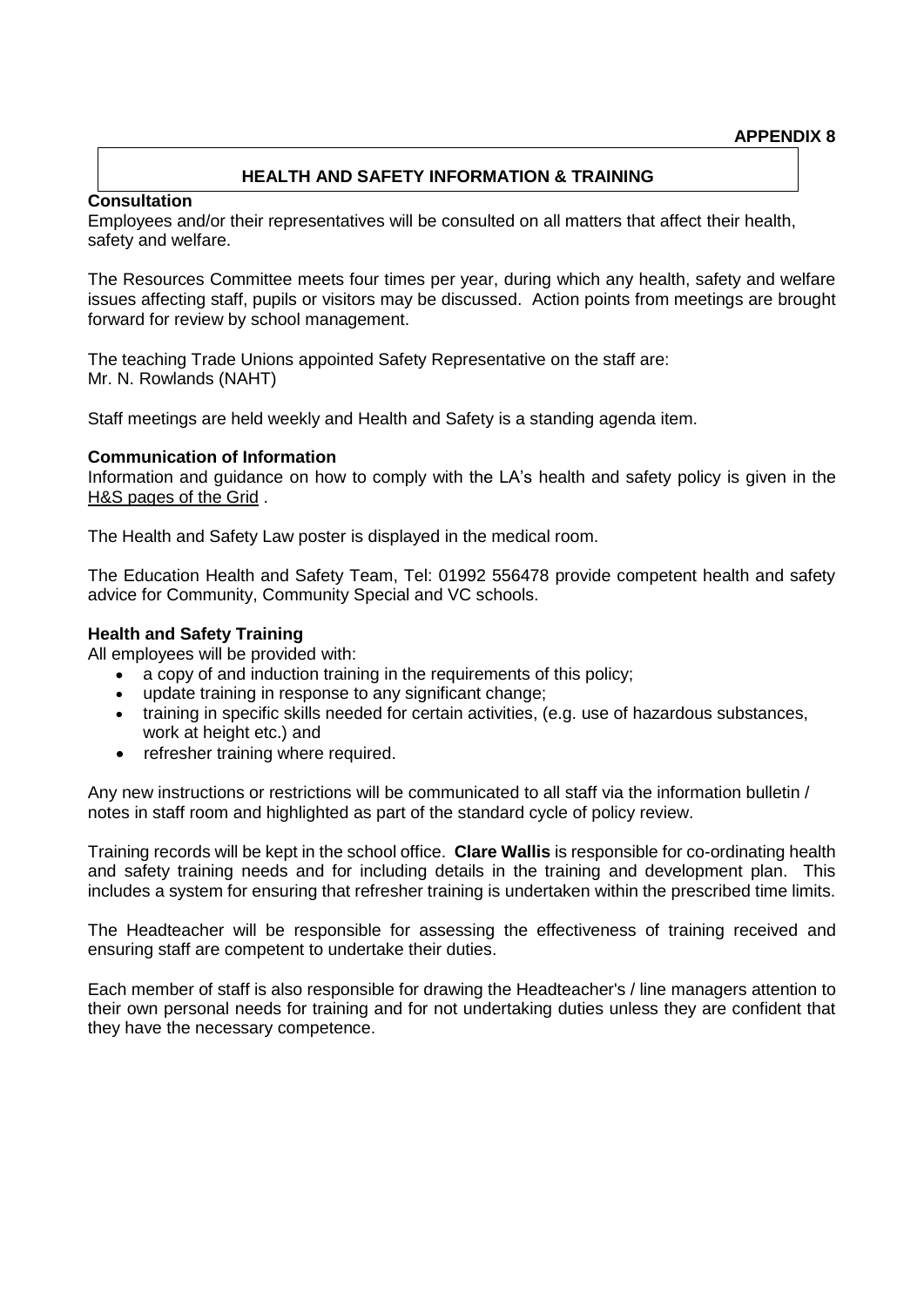**APPENDIX 8**

## HEALTH AND SAFETY INFORMATION & TRAINING

### Consultation

Employees and/or their representatives will be consulted on all matters that affect their health, safety and welfare.

The Resources Committee meets four times per year, during which any health, safety and welfare issues affecting staff, pupils or visitors may be discussed. Action points from meetings are brought forward for review by school management.

The teaching Trade Unions appointed Safety Representative on the staff are:
Mr. N. Rowlands (NAHT)

Staff meetings are held weekly and Health and Safety is a standing agenda item.

### Communication of Information

Information and guidance on how to comply with the LA's health and safety policy is given in the H&S pages of the Grid .

The Health and Safety Law poster is displayed in the medical room.

The Education Health and Safety Team, Tel: 01992 556478 provide competent health and safety advice for Community, Community Special and VC schools.

### Health and Safety Training

All employees will be provided with:

- a copy of and induction training in the requirements of this policy;
- update training in response to any significant change;
- training in specific skills needed for certain activities, (e.g. use of hazardous substances, work at height etc.) and
- refresher training where required.

Any new instructions or restrictions will be communicated to all staff via the information bulletin / notes in staff room and highlighted as part of the standard cycle of policy review.

Training records will be kept in the school office. **Clare Wallis** is responsible for co-ordinating health and safety training needs and for including details in the training and development plan. This includes a system for ensuring that refresher training is undertaken within the prescribed time limits.

The Headteacher will be responsible for assessing the effectiveness of training received and ensuring staff are competent to undertake their duties.

Each member of staff is also responsible for drawing the Headteacher's / line managers attention to their own personal needs for training and for not undertaking duties unless they are confident that they have the necessary competence.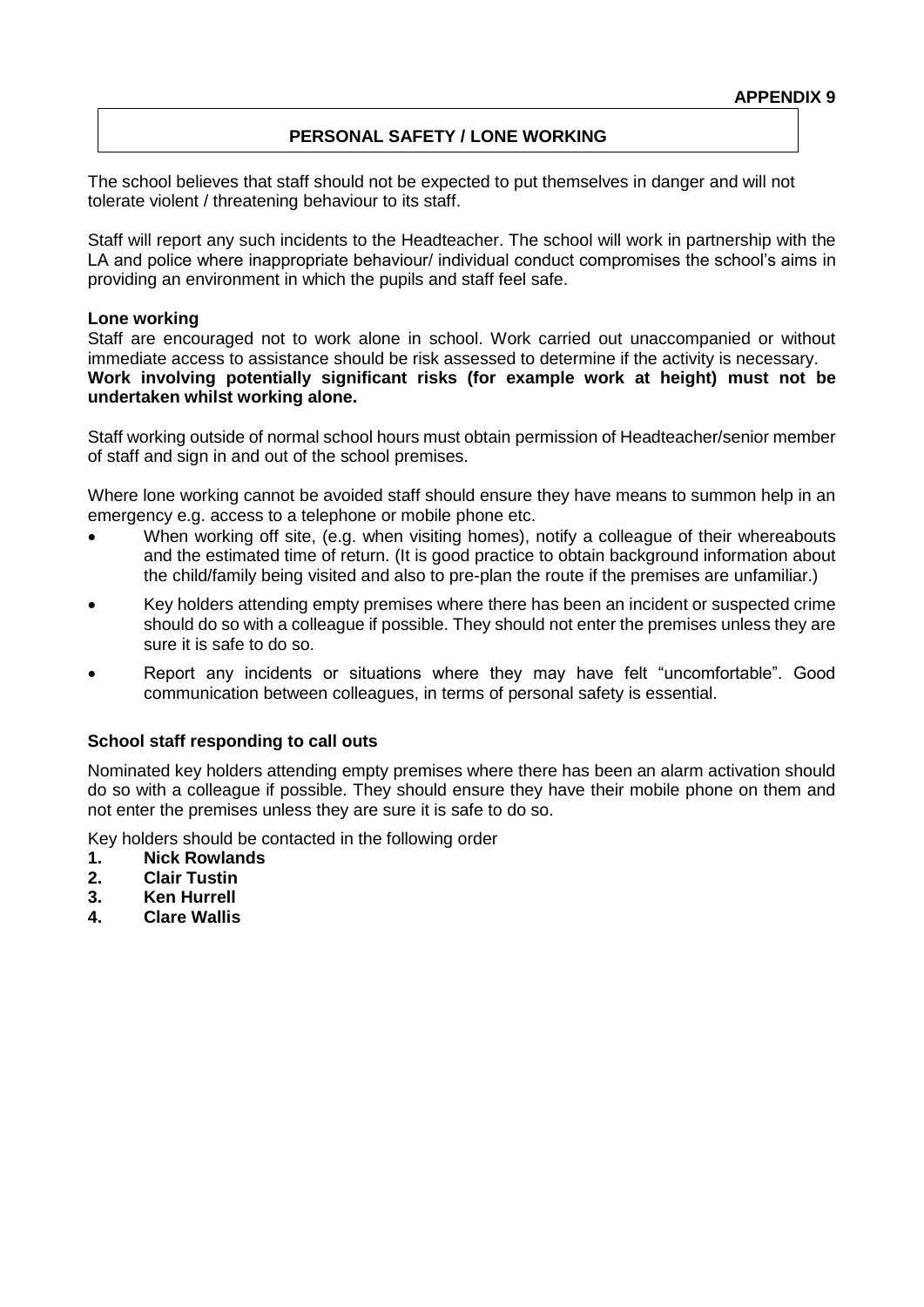**APPENDIX 9**

## PERSONAL SAFETY / LONE WORKING

The school believes that staff should not be expected to put themselves in danger and will not tolerate violent / threatening behaviour to its staff.

Staff will report any such incidents to the Headteacher. The school will work in partnership with the LA and police where inappropriate behaviour/ individual conduct compromises the school's aims in providing an environment in which the pupils and staff feel safe.

**Lone working**

Staff are encouraged not to work alone in school. Work carried out unaccompanied or without immediate access to assistance should be risk assessed to determine if the activity is necessary.
**Work involving potentially significant risks (for example work at height) must not be undertaken whilst working alone.**

Staff working outside of normal school hours must obtain permission of Headteacher/senior member of staff and sign in and out of the school premises.

Where lone working cannot be avoided staff should ensure they have means to summon help in an emergency e.g. access to a telephone or mobile phone etc.

- When working off site, (e.g. when visiting homes), notify a colleague of their whereabouts and the estimated time of return. (It is good practice to obtain background information about the child/family being visited and also to pre-plan the route if the premises are unfamiliar.)
- Key holders attending empty premises where there has been an incident or suspected crime should do so with a colleague if possible. They should not enter the premises unless they are sure it is safe to do so.
- Report any incidents or situations where they may have felt "uncomfortable". Good communication between colleagues, in terms of personal safety is essential.

**School staff responding to call outs**

Nominated key holders attending empty premises where there has been an alarm activation should do so with a colleague if possible. They should ensure they have their mobile phone on them and not enter the premises unless they are sure it is safe to do so.

Key holders should be contacted in the following order

1. **Nick Rowlands**
2. **Clair Tustin**
3. **Ken Hurrell**
4. **Clare Wallis**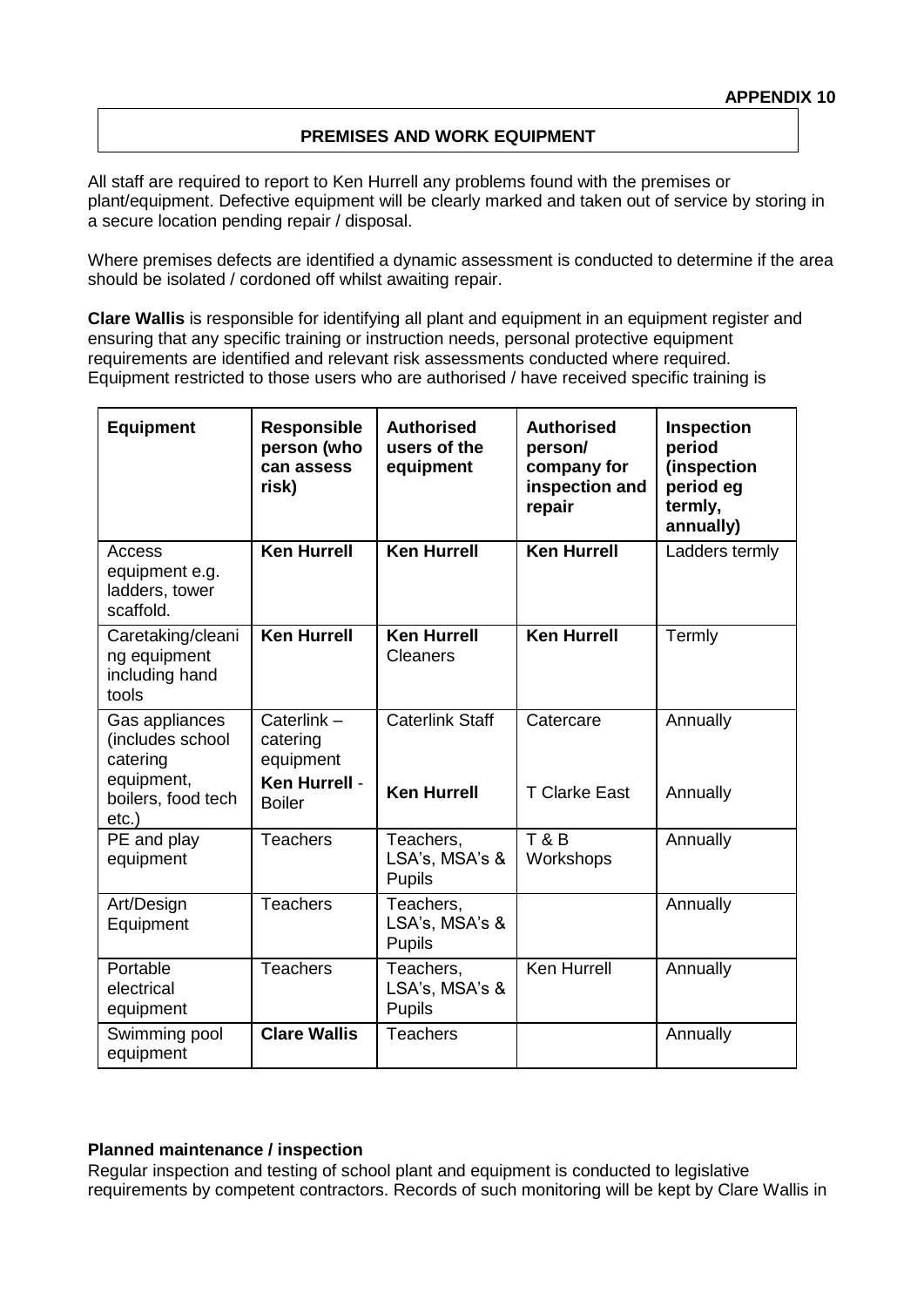**APPENDIX 10**

## PREMISES AND WORK EQUIPMENT

All staff are required to report to Ken Hurrell any problems found with the premises or plant/equipment. Defective equipment will be clearly marked and taken out of service by storing in a secure location pending repair / disposal.

Where premises defects are identified a dynamic assessment is conducted to determine if the area should be isolated / cordoned off whilst awaiting repair.

**Clare Wallis** is responsible for identifying all plant and equipment in an equipment register and ensuring that any specific training or instruction needs, personal protective equipment requirements are identified and relevant risk assessments conducted where required. Equipment restricted to those users who are authorised / have received specific training is

| Equipment | Responsible person (who can assess risk) | Authorised users of the equipment | Authorised person/ company for inspection and repair | Inspection period (inspection period eg termly, annually) |
|---|---|---|---|---|
| Access equipment e.g. ladders, tower scaffold. | **Ken Hurrell** | **Ken Hurrell** | **Ken Hurrell** | Ladders termly |
| Caretaking/cleaning equipment including hand tools | **Ken Hurrell** | **Ken Hurrell** Cleaners | **Ken Hurrell** | Termly |
| Gas appliances (includes school catering equipment, boilers, food tech etc.) | Caterlink – catering equipment<br>**Ken Hurrell** - Boiler | Caterlink Staff<br>**Ken Hurrell** | Catercare<br>T Clarke East | Annually<br>Annually |
| PE and play equipment | Teachers | Teachers, LSA's, MSA's & Pupils | T & B Workshops | Annually |
| Art/Design Equipment | Teachers | Teachers, LSA's, MSA's & Pupils | | Annually |
| Portable electrical equipment | Teachers | Teachers, LSA's, MSA's & Pupils | Ken Hurrell | Annually |
| Swimming pool equipment | **Clare Wallis** | Teachers | | Annually |

**Planned maintenance / inspection**

Regular inspection and testing of school plant and equipment is conducted to legislative requirements by competent contractors. Records of such monitoring will be kept by Clare Wallis in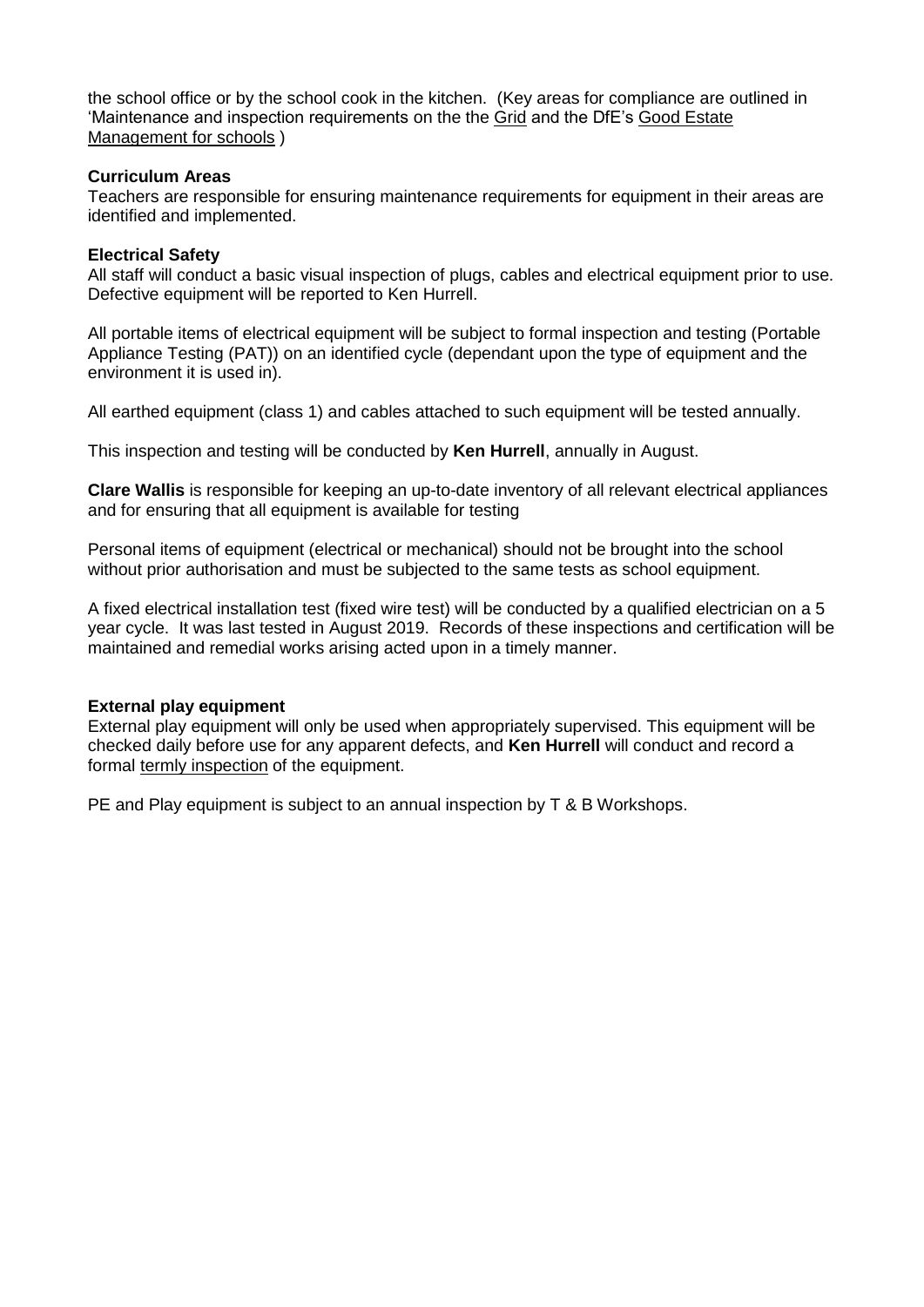the school office or by the school cook in the kitchen. (Key areas for compliance are outlined in 'Maintenance and inspection requirements on the the Grid and the DfE's Good Estate Management for schools )

**Curriculum Areas**

Teachers are responsible for ensuring maintenance requirements for equipment in their areas are identified and implemented.

**Electrical Safety**

All staff will conduct a basic visual inspection of plugs, cables and electrical equipment prior to use. Defective equipment will be reported to Ken Hurrell.

All portable items of electrical equipment will be subject to formal inspection and testing (Portable Appliance Testing (PAT)) on an identified cycle (dependant upon the type of equipment and the environment it is used in).

All earthed equipment (class 1) and cables attached to such equipment will be tested annually.

This inspection and testing will be conducted by **Ken Hurrell**, annually in August.

**Clare Wallis** is responsible for keeping an up-to-date inventory of all relevant electrical appliances and for ensuring that all equipment is available for testing

Personal items of equipment (electrical or mechanical) should not be brought into the school without prior authorisation and must be subjected to the same tests as school equipment.

A fixed electrical installation test (fixed wire test) will be conducted by a qualified electrician on a 5 year cycle. It was last tested in August 2019. Records of these inspections and certification will be maintained and remedial works arising acted upon in a timely manner.

**External play equipment**

External play equipment will only be used when appropriately supervised. This equipment will be checked daily before use for any apparent defects, and **Ken Hurrell** will conduct and record a formal termly inspection of the equipment.

PE and Play equipment is subject to an annual inspection by T & B Workshops.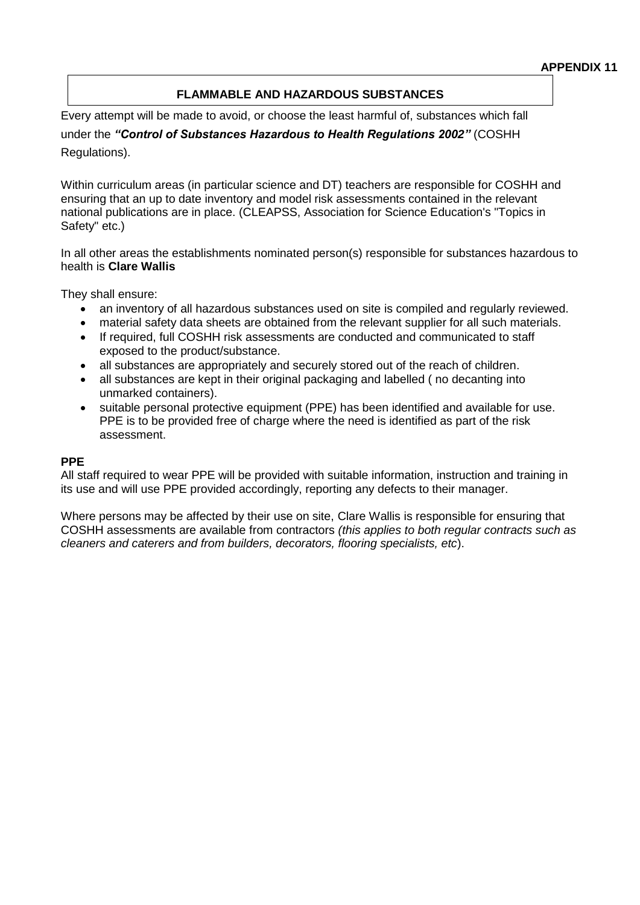**APPENDIX 11**

## FLAMMABLE AND HAZARDOUS SUBSTANCES

Every attempt will be made to avoid, or choose the least harmful of, substances which fall under the ***"Control of Substances Hazardous to Health Regulations 2002"*** (COSHH Regulations).

Within curriculum areas (in particular science and DT) teachers are responsible for COSHH and ensuring that an up to date inventory and model risk assessments contained in the relevant national publications are in place. (CLEAPSS, Association for Science Education's "Topics in Safety" etc.)

In all other areas the establishments nominated person(s) responsible for substances hazardous to health is **Clare Wallis**

They shall ensure:

- an inventory of all hazardous substances used on site is compiled and regularly reviewed.
- material safety data sheets are obtained from the relevant supplier for all such materials.
- If required, full COSHH risk assessments are conducted and communicated to staff exposed to the product/substance.
- all substances are appropriately and securely stored out of the reach of children.
- all substances are kept in their original packaging and labelled ( no decanting into unmarked containers).
- suitable personal protective equipment (PPE) has been identified and available for use. PPE is to be provided free of charge where the need is identified as part of the risk assessment.

**PPE**

All staff required to wear PPE will be provided with suitable information, instruction and training in its use and will use PPE provided accordingly, reporting any defects to their manager.

Where persons may be affected by their use on site, Clare Wallis is responsible for ensuring that COSHH assessments are available from contractors *(this applies to both regular contracts such as cleaners and caterers and from builders, decorators, flooring specialists, etc*).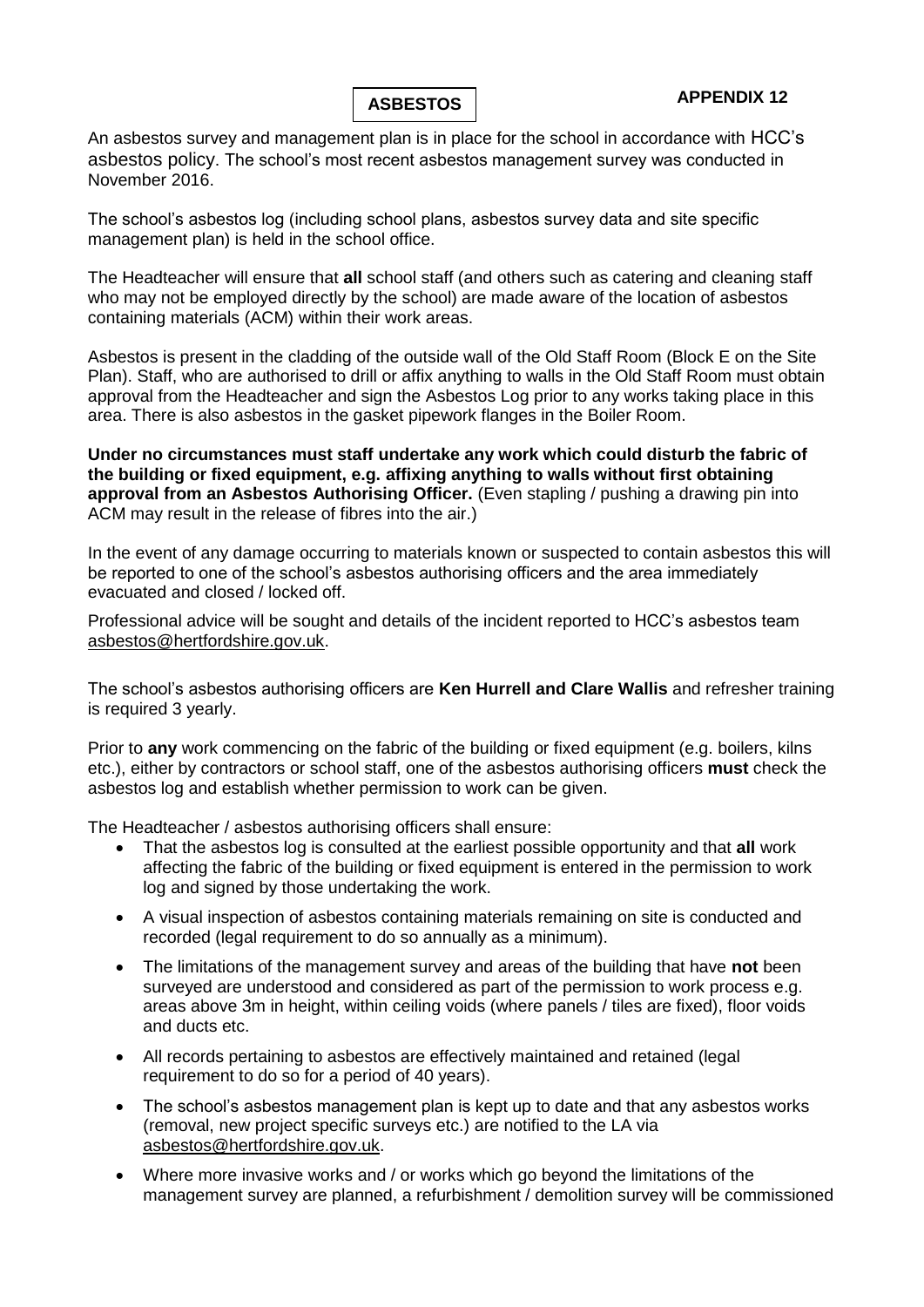**APPENDIX 12**

# ASBESTOS

An asbestos survey and management plan is in place for the school in accordance with HCC's asbestos policy. The school's most recent asbestos management survey was conducted in November 2016.

The school's asbestos log (including school plans, asbestos survey data and site specific management plan) is held in the school office.

The Headteacher will ensure that **all** school staff (and others such as catering and cleaning staff who may not be employed directly by the school) are made aware of the location of asbestos containing materials (ACM) within their work areas.

Asbestos is present in the cladding of the outside wall of the Old Staff Room (Block E on the Site Plan). Staff, who are authorised to drill or affix anything to walls in the Old Staff Room must obtain approval from the Headteacher and sign the Asbestos Log prior to any works taking place in this area. There is also asbestos in the gasket pipework flanges in the Boiler Room.

**Under no circumstances must staff undertake any work which could disturb the fabric of the building or fixed equipment, e.g. affixing anything to walls without first obtaining approval from an Asbestos Authorising Officer.** (Even stapling / pushing a drawing pin into ACM may result in the release of fibres into the air.)

In the event of any damage occurring to materials known or suspected to contain asbestos this will be reported to one of the school's asbestos authorising officers and the area immediately evacuated and closed / locked off.

Professional advice will be sought and details of the incident reported to HCC's asbestos team asbestos@hertfordshire.gov.uk.

The school's asbestos authorising officers are **Ken Hurrell and Clare Wallis** and refresher training is required 3 yearly.

Prior to **any** work commencing on the fabric of the building or fixed equipment (e.g. boilers, kilns etc.), either by contractors or school staff, one of the asbestos authorising officers **must** check the asbestos log and establish whether permission to work can be given.

The Headteacher / asbestos authorising officers shall ensure:

- That the asbestos log is consulted at the earliest possible opportunity and that **all** work affecting the fabric of the building or fixed equipment is entered in the permission to work log and signed by those undertaking the work.
- A visual inspection of asbestos containing materials remaining on site is conducted and recorded (legal requirement to do so annually as a minimum).
- The limitations of the management survey and areas of the building that have **not** been surveyed are understood and considered as part of the permission to work process e.g. areas above 3m in height, within ceiling voids (where panels / tiles are fixed), floor voids and ducts etc.
- All records pertaining to asbestos are effectively maintained and retained (legal requirement to do so for a period of 40 years).
- The school's asbestos management plan is kept up to date and that any asbestos works (removal, new project specific surveys etc.) are notified to the LA via asbestos@hertfordshire.gov.uk.
- Where more invasive works and / or works which go beyond the limitations of the management survey are planned, a refurbishment / demolition survey will be commissioned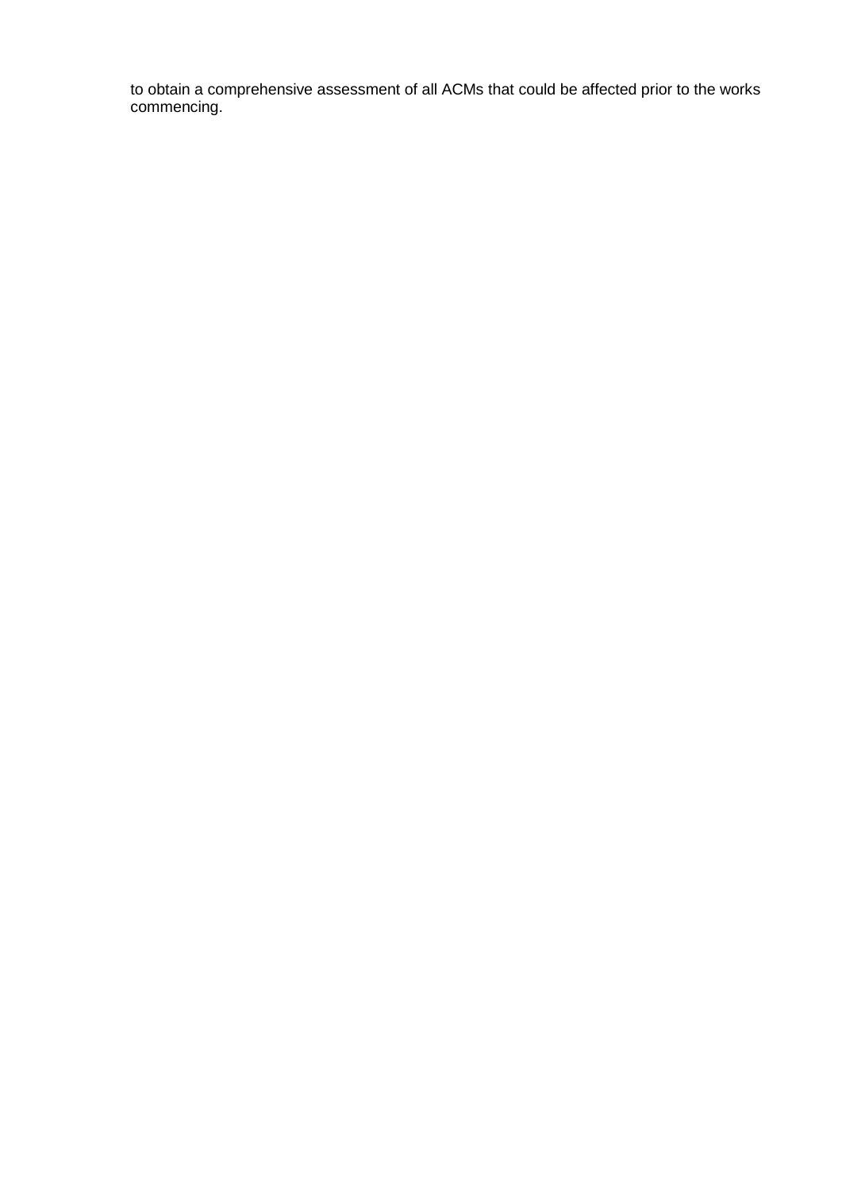to obtain a comprehensive assessment of all ACMs that could be affected prior to the works commencing.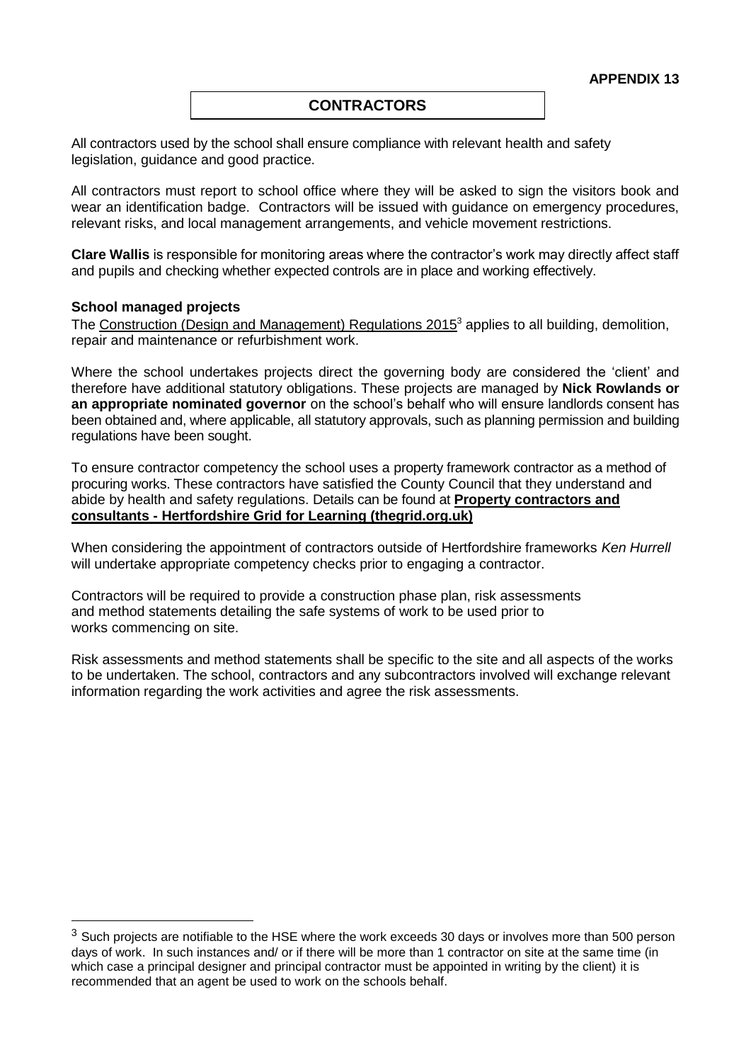**APPENDIX 13**

## CONTRACTORS

All contractors used by the school shall ensure compliance with relevant health and safety legislation, guidance and good practice.

All contractors must report to school office where they will be asked to sign the visitors book and wear an identification badge. Contractors will be issued with guidance on emergency procedures, relevant risks, and local management arrangements, and vehicle movement restrictions.

**Clare Wallis** is responsible for monitoring areas where the contractor's work may directly affect staff and pupils and checking whether expected controls are in place and working effectively.

### School managed projects

The Construction (Design and Management) Regulations 2015[3] applies to all building, demolition, repair and maintenance or refurbishment work.

Where the school undertakes projects direct the governing body are considered the 'client' and therefore have additional statutory obligations. These projects are managed by **Nick Rowlands or an appropriate nominated governor** on the school's behalf who will ensure landlords consent has been obtained and, where applicable, all statutory approvals, such as planning permission and building regulations have been sought.

To ensure contractor competency the school uses a property framework contractor as a method of procuring works. These contractors have satisfied the County Council that they understand and abide by health and safety regulations. Details can be found at **Property contractors and consultants - Hertfordshire Grid for Learning (thegrid.org.uk)**

When considering the appointment of contractors outside of Hertfordshire frameworks *Ken Hurrell* will undertake appropriate competency checks prior to engaging a contractor.

Contractors will be required to provide a construction phase plan, risk assessments and method statements detailing the safe systems of work to be used prior to works commencing on site.

Risk assessments and method statements shall be specific to the site and all aspects of the works to be undertaken. The school, contractors and any subcontractors involved will exchange relevant information regarding the work activities and agree the risk assessments.

---

[3] Such projects are notifiable to the HSE where the work exceeds 30 days or involves more than 500 person days of work. In such instances and/ or if there will be more than 1 contractor on site at the same time (in which case a principal designer and principal contractor must be appointed in writing by the client) it is recommended that an agent be used to work on the schools behalf.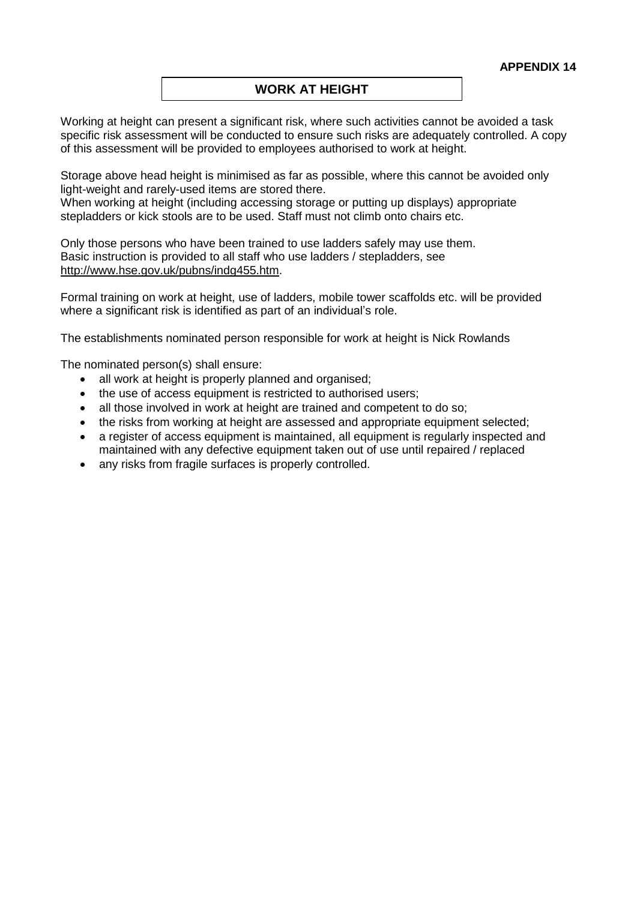**APPENDIX 14**

# WORK AT HEIGHT

Working at height can present a significant risk, where such activities cannot be avoided a task specific risk assessment will be conducted to ensure such risks are adequately controlled. A copy of this assessment will be provided to employees authorised to work at height.

Storage above head height is minimised as far as possible, where this cannot be avoided only light-weight and rarely-used items are stored there.
When working at height (including accessing storage or putting up displays) appropriate stepladders or kick stools are to be used. Staff must not climb onto chairs etc.

Only those persons who have been trained to use ladders safely may use them.
Basic instruction is provided to all staff who use ladders / stepladders, see [http://www.hse.gov.uk/pubns/indg455.htm](http://www.hse.gov.uk/pubns/indg455.htm).

Formal training on work at height, use of ladders, mobile tower scaffolds etc. will be provided where a significant risk is identified as part of an individual's role.

The establishments nominated person responsible for work at height is Nick Rowlands

The nominated person(s) shall ensure:

- all work at height is properly planned and organised;
- the use of access equipment is restricted to authorised users;
- all those involved in work at height are trained and competent to do so;
- the risks from working at height are assessed and appropriate equipment selected;
- a register of access equipment is maintained, all equipment is regularly inspected and maintained with any defective equipment taken out of use until repaired / replaced
- any risks from fragile surfaces is properly controlled.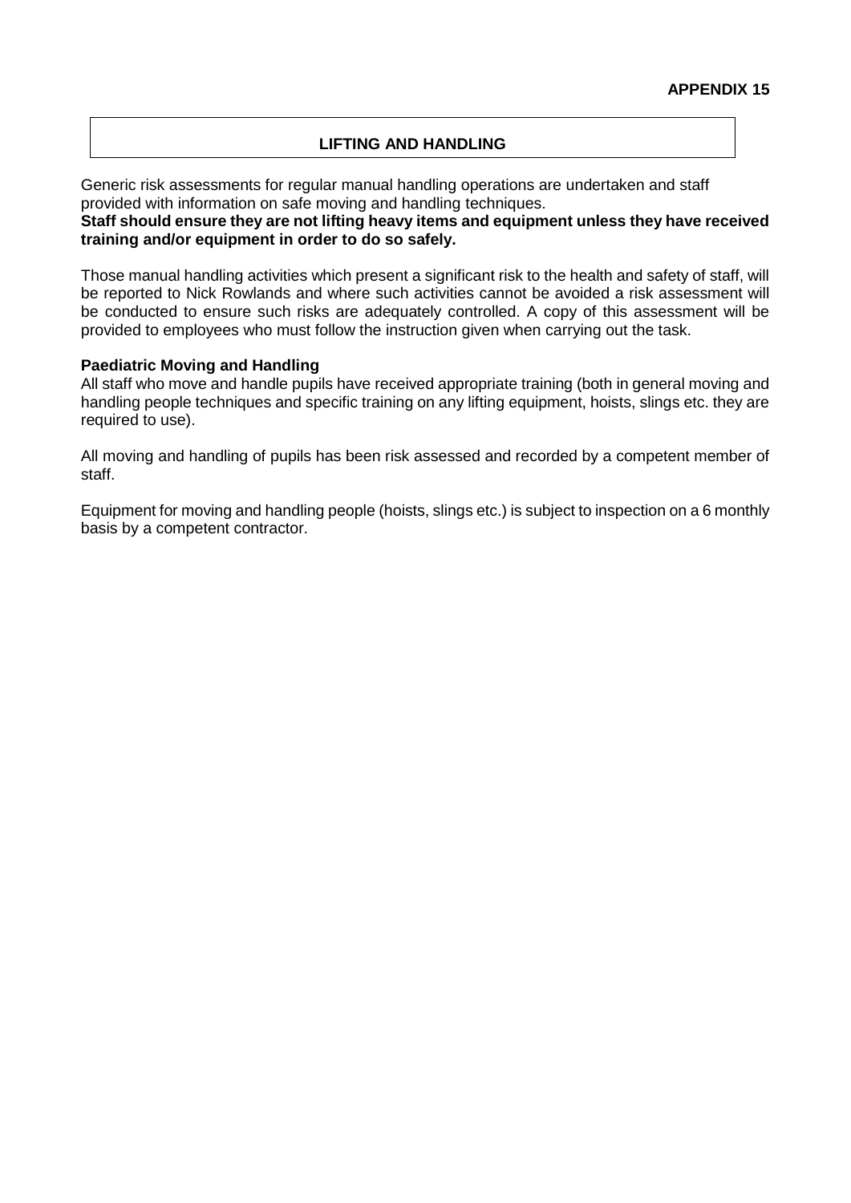**APPENDIX 15**

## LIFTING AND HANDLING

Generic risk assessments for regular manual handling operations are undertaken and staff provided with information on safe moving and handling techniques.
**Staff should ensure they are not lifting heavy items and equipment unless they have received training and/or equipment in order to do so safely.**

Those manual handling activities which present a significant risk to the health and safety of staff, will be reported to Nick Rowlands and where such activities cannot be avoided a risk assessment will be conducted to ensure such risks are adequately controlled. A copy of this assessment will be provided to employees who must follow the instruction given when carrying out the task.

**Paediatric Moving and Handling**
All staff who move and handle pupils have received appropriate training (both in general moving and handling people techniques and specific training on any lifting equipment, hoists, slings etc. they are required to use).

All moving and handling of pupils has been risk assessed and recorded by a competent member of staff.

Equipment for moving and handling people (hoists, slings etc.) is subject to inspection on a 6 monthly basis by a competent contractor.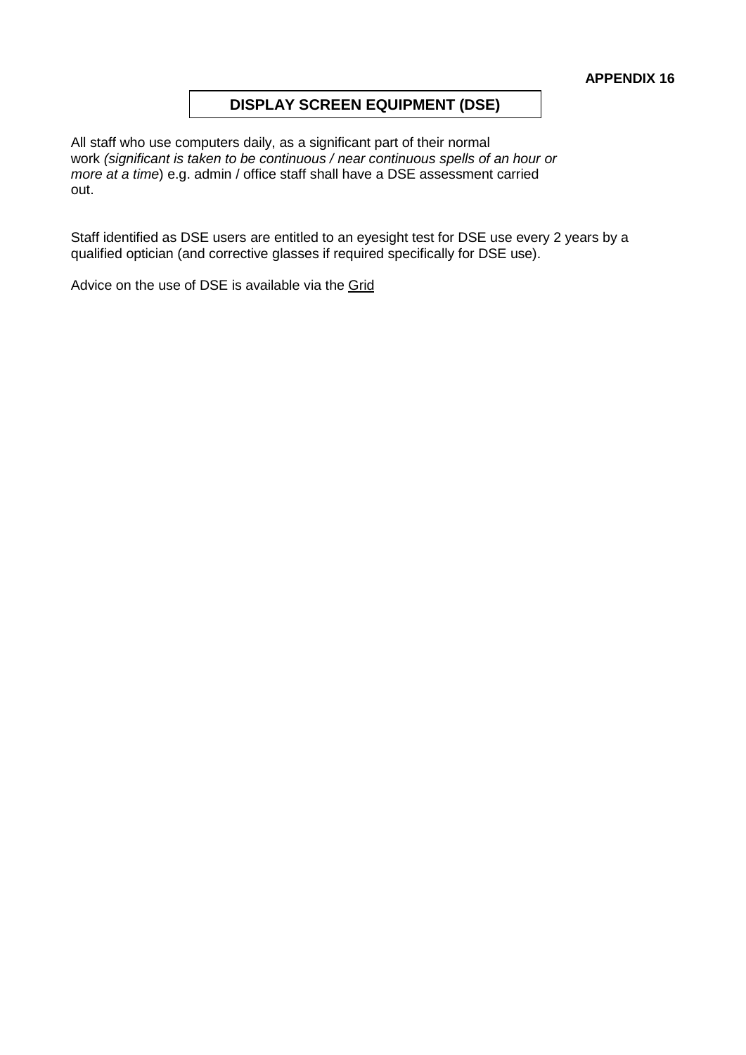**APPENDIX 16**

## DISPLAY SCREEN EQUIPMENT (DSE)

All staff who use computers daily, as a significant part of their normal work *(significant is taken to be continuous / near continuous spells of an hour or more at a time*) e.g. admin / office staff shall have a DSE assessment carried out.

Staff identified as DSE users are entitled to an eyesight test for DSE use every 2 years by a qualified optician (and corrective glasses if required specifically for DSE use).

Advice on the use of DSE is available via the Grid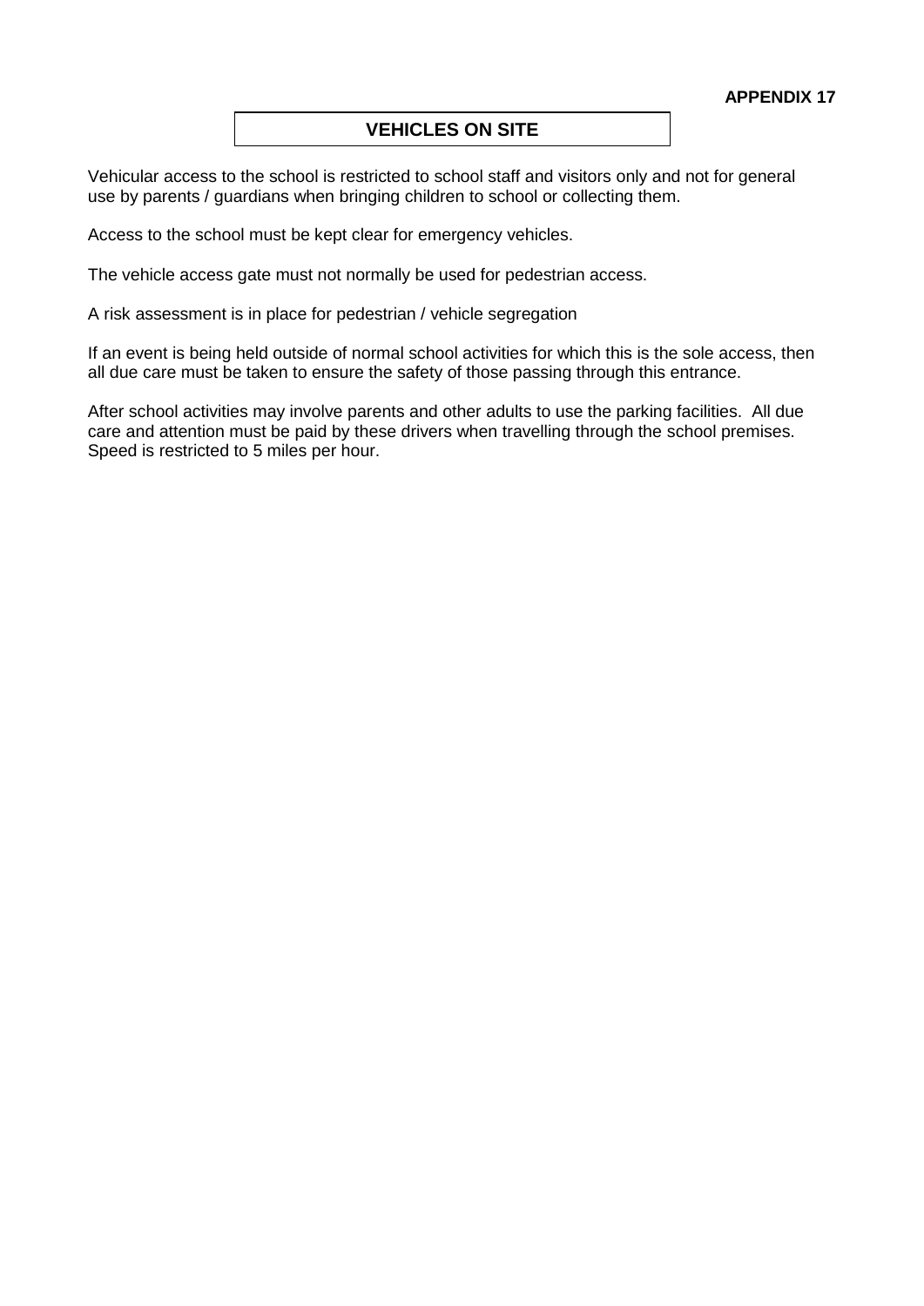**APPENDIX 17**

# VEHICLES ON SITE

Vehicular access to the school is restricted to school staff and visitors only and not for general use by parents / guardians when bringing children to school or collecting them.

Access to the school must be kept clear for emergency vehicles.

The vehicle access gate must not normally be used for pedestrian access.

A risk assessment is in place for pedestrian / vehicle segregation

If an event is being held outside of normal school activities for which this is the sole access, then all due care must be taken to ensure the safety of those passing through this entrance.

After school activities may involve parents and other adults to use the parking facilities. All due care and attention must be paid by these drivers when travelling through the school premises. Speed is restricted to 5 miles per hour.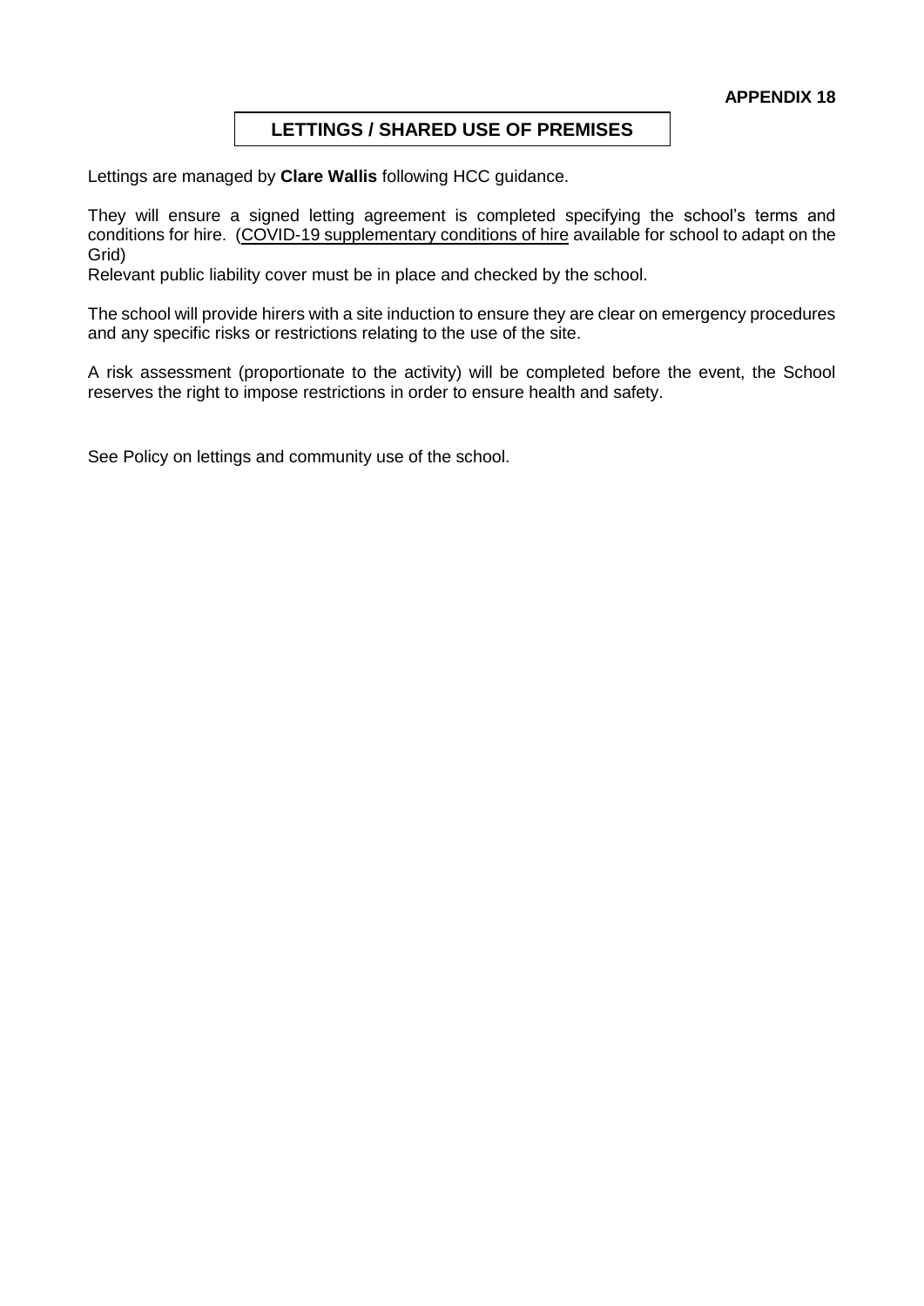**APPENDIX 18**

## LETTINGS / SHARED USE OF PREMISES

Lettings are managed by **Clare Wallis** following HCC guidance.

They will ensure a signed letting agreement is completed specifying the school's terms and conditions for hire. (COVID-19 supplementary conditions of hire available for school to adapt on the Grid)

Relevant public liability cover must be in place and checked by the school.

The school will provide hirers with a site induction to ensure they are clear on emergency procedures and any specific risks or restrictions relating to the use of the site.

A risk assessment (proportionate to the activity) will be completed before the event, the School reserves the right to impose restrictions in order to ensure health and safety.

See Policy on lettings and community use of the school.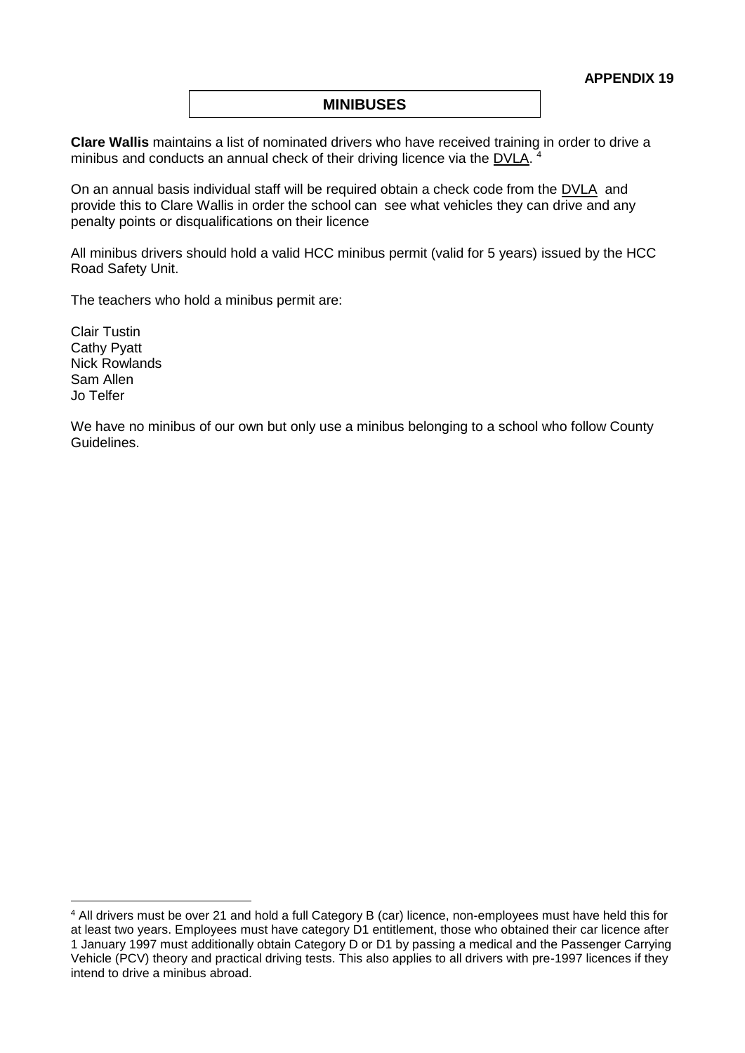**APPENDIX 19**

## MINIBUSES

**Clare Wallis** maintains a list of nominated drivers who have received training in order to drive a minibus and conducts an annual check of their driving licence via the DVLA. [4]

On an annual basis individual staff will be required obtain a check code from the DVLA and provide this to Clare Wallis in order the school can see what vehicles they can drive and any penalty points or disqualifications on their licence

All minibus drivers should hold a valid HCC minibus permit (valid for 5 years) issued by the HCC Road Safety Unit.

The teachers who hold a minibus permit are:

Clair Tustin
Cathy Pyatt
Nick Rowlands
Sam Allen
Jo Telfer

We have no minibus of our own but only use a minibus belonging to a school who follow County Guidelines.

---

[4] All drivers must be over 21 and hold a full Category B (car) licence, non-employees must have held this for at least two years. Employees must have category D1 entitlement, those who obtained their car licence after 1 January 1997 must additionally obtain Category D or D1 by passing a medical and the Passenger Carrying Vehicle (PCV) theory and practical driving tests. This also applies to all drivers with pre-1997 licences if they intend to drive a minibus abroad.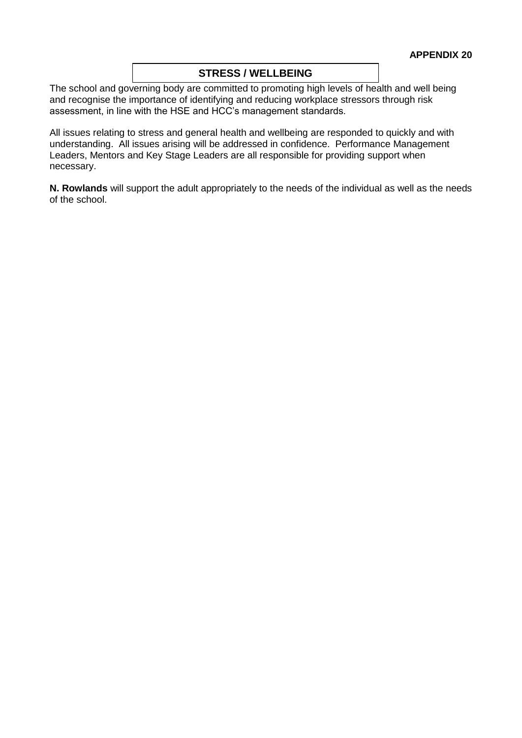**APPENDIX 20**

## STRESS / WELLBEING

The school and governing body are committed to promoting high levels of health and well being and recognise the importance of identifying and reducing workplace stressors through risk assessment, in line with the HSE and HCC's management standards.

All issues relating to stress and general health and wellbeing are responded to quickly and with understanding. All issues arising will be addressed in confidence. Performance Management Leaders, Mentors and Key Stage Leaders are all responsible for providing support when necessary.

**N. Rowlands** will support the adult appropriately to the needs of the individual as well as the needs of the school.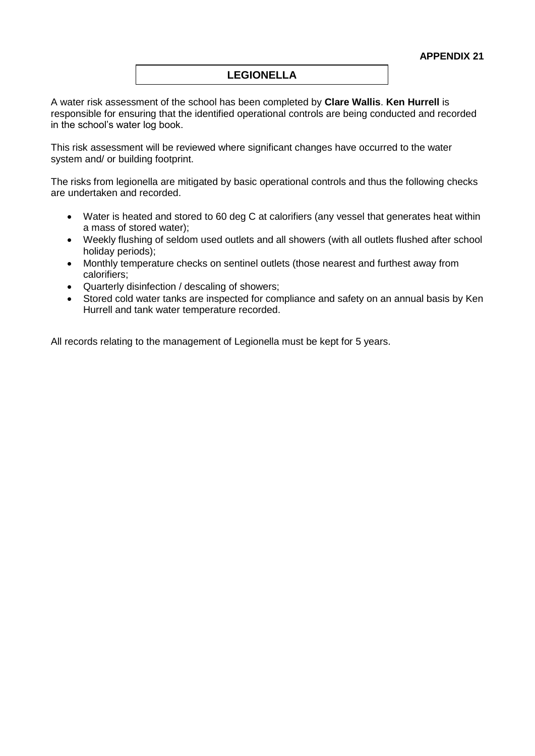**APPENDIX 21**

# LEGIONELLA

A water risk assessment of the school has been completed by **Clare Wallis**. **Ken Hurrell** is responsible for ensuring that the identified operational controls are being conducted and recorded in the school's water log book.

This risk assessment will be reviewed where significant changes have occurred to the water system and/ or building footprint.

The risks from legionella are mitigated by basic operational controls and thus the following checks are undertaken and recorded.

- Water is heated and stored to 60 deg C at calorifiers (any vessel that generates heat within a mass of stored water);
- Weekly flushing of seldom used outlets and all showers (with all outlets flushed after school holiday periods);
- Monthly temperature checks on sentinel outlets (those nearest and furthest away from calorifiers;
- Quarterly disinfection / descaling of showers;
- Stored cold water tanks are inspected for compliance and safety on an annual basis by Ken Hurrell and tank water temperature recorded.

All records relating to the management of Legionella must be kept for 5 years.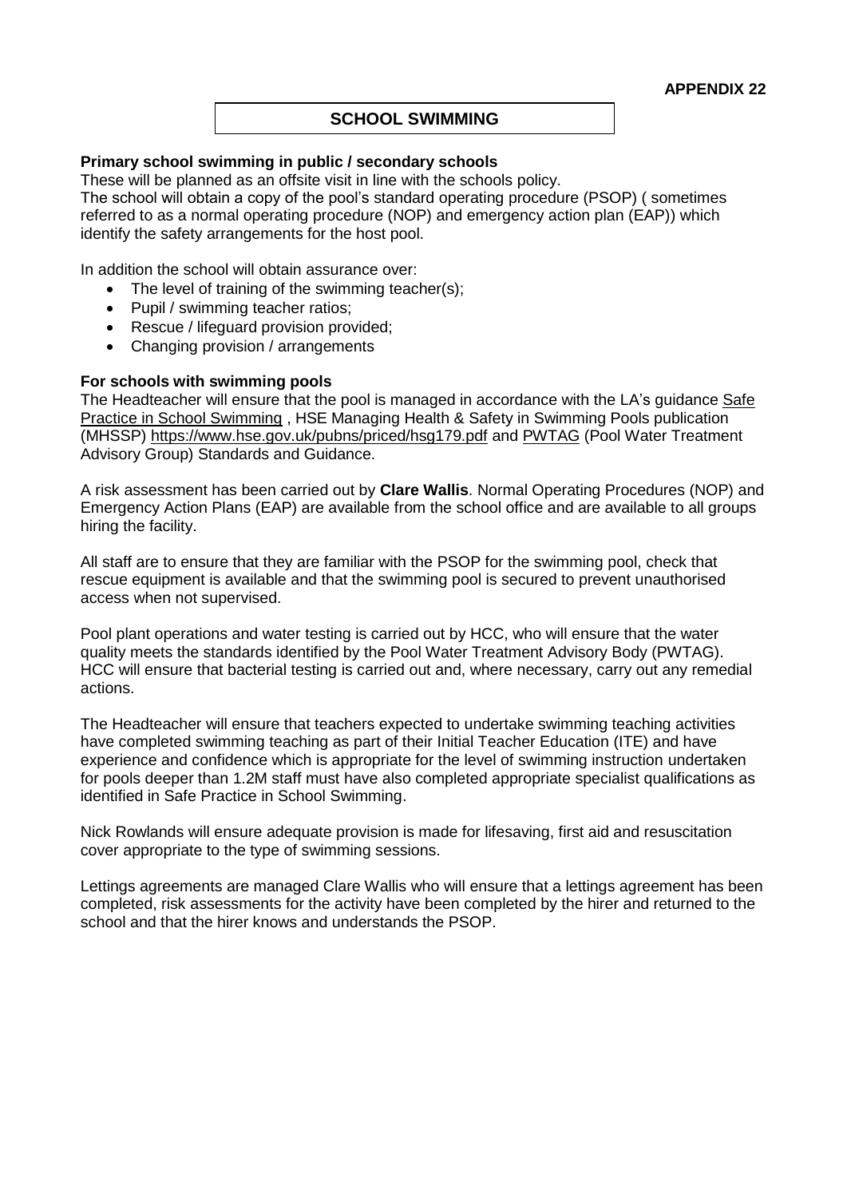**APPENDIX 22**

## SCHOOL SWIMMING

**Primary school swimming in public / secondary schools**

These will be planned as an offsite visit in line with the schools policy.
The school will obtain a copy of the pool's standard operating procedure (PSOP) ( sometimes referred to as a normal operating procedure (NOP) and emergency action plan (EAP)) which identify the safety arrangements for the host pool.

In addition the school will obtain assurance over:

- The level of training of the swimming teacher(s);
- Pupil / swimming teacher ratios;
- Rescue / lifeguard provision provided;
- Changing provision / arrangements

**For schools with swimming pools**

The Headteacher will ensure that the pool is managed in accordance with the LA's guidance Safe Practice in School Swimming , HSE Managing Health & Safety in Swimming Pools publication (MHSSP) https://www.hse.gov.uk/pubns/priced/hsg179.pdf and PWTAG (Pool Water Treatment Advisory Group) Standards and Guidance.

A risk assessment has been carried out by **Clare Wallis**. Normal Operating Procedures (NOP) and Emergency Action Plans (EAP) are available from the school office and are available to all groups hiring the facility.

All staff are to ensure that they are familiar with the PSOP for the swimming pool, check that rescue equipment is available and that the swimming pool is secured to prevent unauthorised access when not supervised.

Pool plant operations and water testing is carried out by HCC, who will ensure that the water quality meets the standards identified by the Pool Water Treatment Advisory Body (PWTAG). HCC will ensure that bacterial testing is carried out and, where necessary, carry out any remedial actions.

The Headteacher will ensure that teachers expected to undertake swimming teaching activities have completed swimming teaching as part of their Initial Teacher Education (ITE) and have experience and confidence which is appropriate for the level of swimming instruction undertaken for pools deeper than 1.2M staff must have also completed appropriate specialist qualifications as identified in Safe Practice in School Swimming.

Nick Rowlands will ensure adequate provision is made for lifesaving, first aid and resuscitation cover appropriate to the type of swimming sessions.

Lettings agreements are managed Clare Wallis who will ensure that a lettings agreement has been completed, risk assessments for the activity have been completed by the hirer and returned to the school and that the hirer knows and understands the PSOP.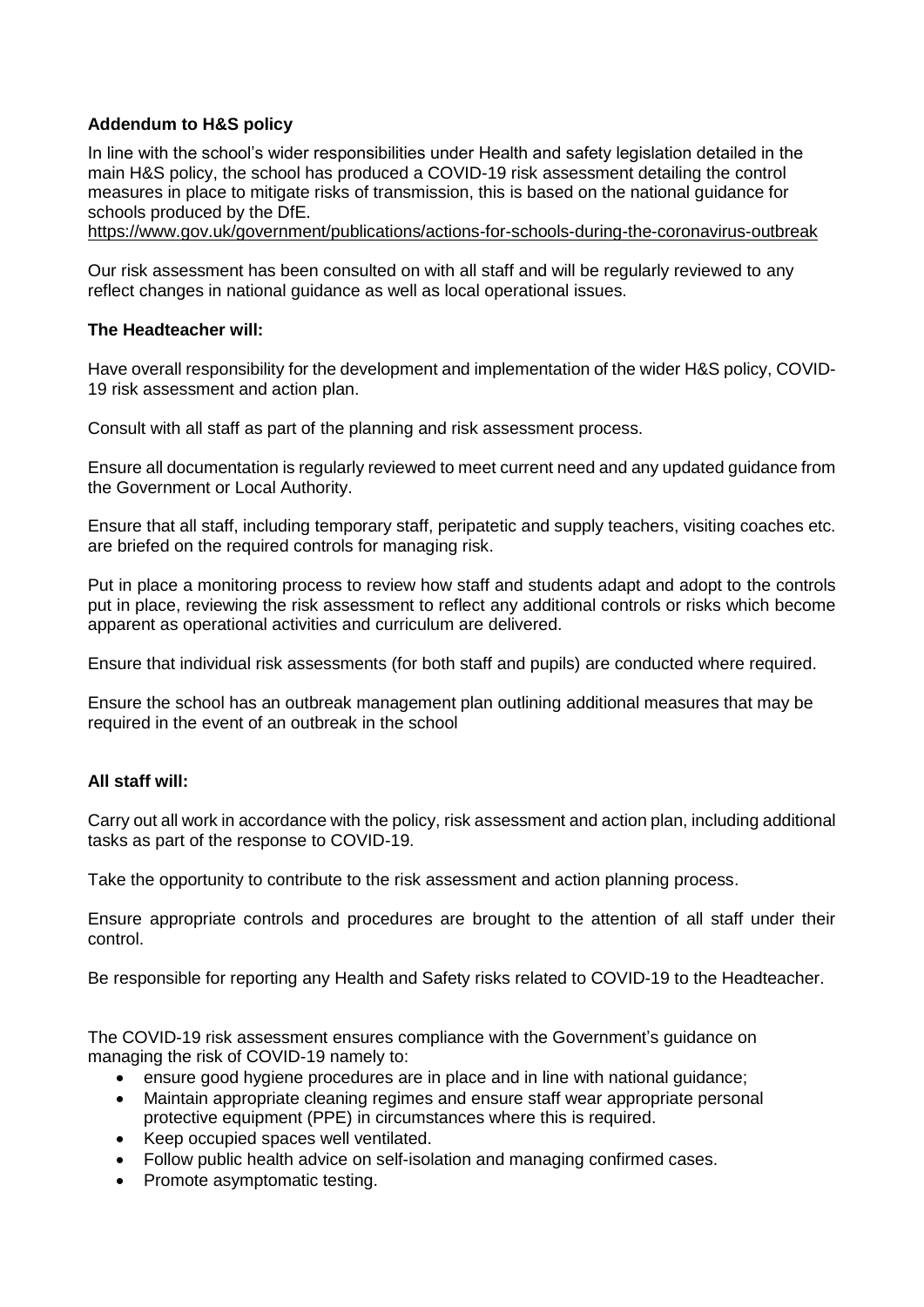**Addendum to H&S policy**

In line with the school's wider responsibilities under Health and safety legislation detailed in the main H&S policy, the school has produced a COVID-19 risk assessment detailing the control measures in place to mitigate risks of transmission, this is based on the national guidance for schools produced by the DfE.
https://www.gov.uk/government/publications/actions-for-schools-during-the-coronavirus-outbreak

Our risk assessment has been consulted on with all staff and will be regularly reviewed to any reflect changes in national guidance as well as local operational issues.

**The Headteacher will:**

Have overall responsibility for the development and implementation of the wider H&S policy, COVID-19 risk assessment and action plan.

Consult with all staff as part of the planning and risk assessment process.

Ensure all documentation is regularly reviewed to meet current need and any updated guidance from the Government or Local Authority.

Ensure that all staff, including temporary staff, peripatetic and supply teachers, visiting coaches etc. are briefed on the required controls for managing risk.

Put in place a monitoring process to review how staff and students adapt and adopt to the controls put in place, reviewing the risk assessment to reflect any additional controls or risks which become apparent as operational activities and curriculum are delivered.

Ensure that individual risk assessments (for both staff and pupils) are conducted where required.

Ensure the school has an outbreak management plan outlining additional measures that may be required in the event of an outbreak in the school

**All staff will:**

Carry out all work in accordance with the policy, risk assessment and action plan, including additional tasks as part of the response to COVID-19.

Take the opportunity to contribute to the risk assessment and action planning process.

Ensure appropriate controls and procedures are brought to the attention of all staff under their control.

Be responsible for reporting any Health and Safety risks related to COVID-19 to the Headteacher.

The COVID-19 risk assessment ensures compliance with the Government's guidance on managing the risk of COVID-19 namely to:

- ensure good hygiene procedures are in place and in line with national guidance;
- Maintain appropriate cleaning regimes and ensure staff wear appropriate personal protective equipment (PPE) in circumstances where this is required.
- Keep occupied spaces well ventilated.
- Follow public health advice on self-isolation and managing confirmed cases.
- Promote asymptomatic testing.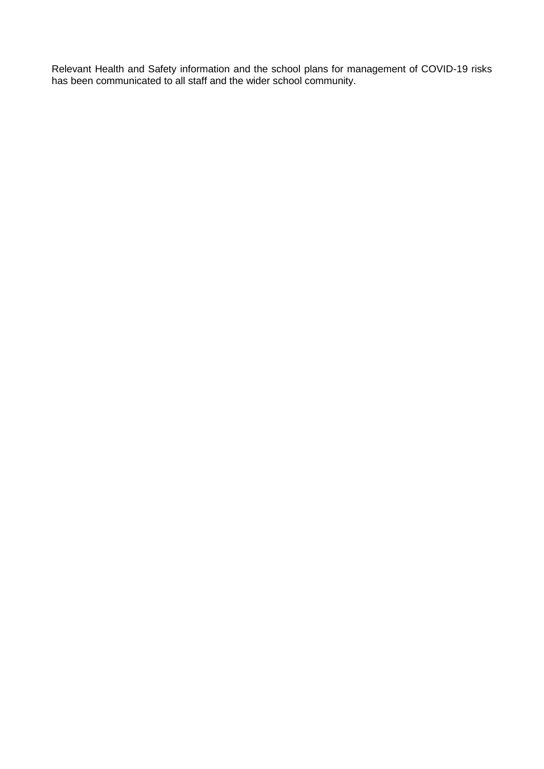Relevant Health and Safety information and the school plans for management of COVID-19 risks has been communicated to all staff and the wider school community.